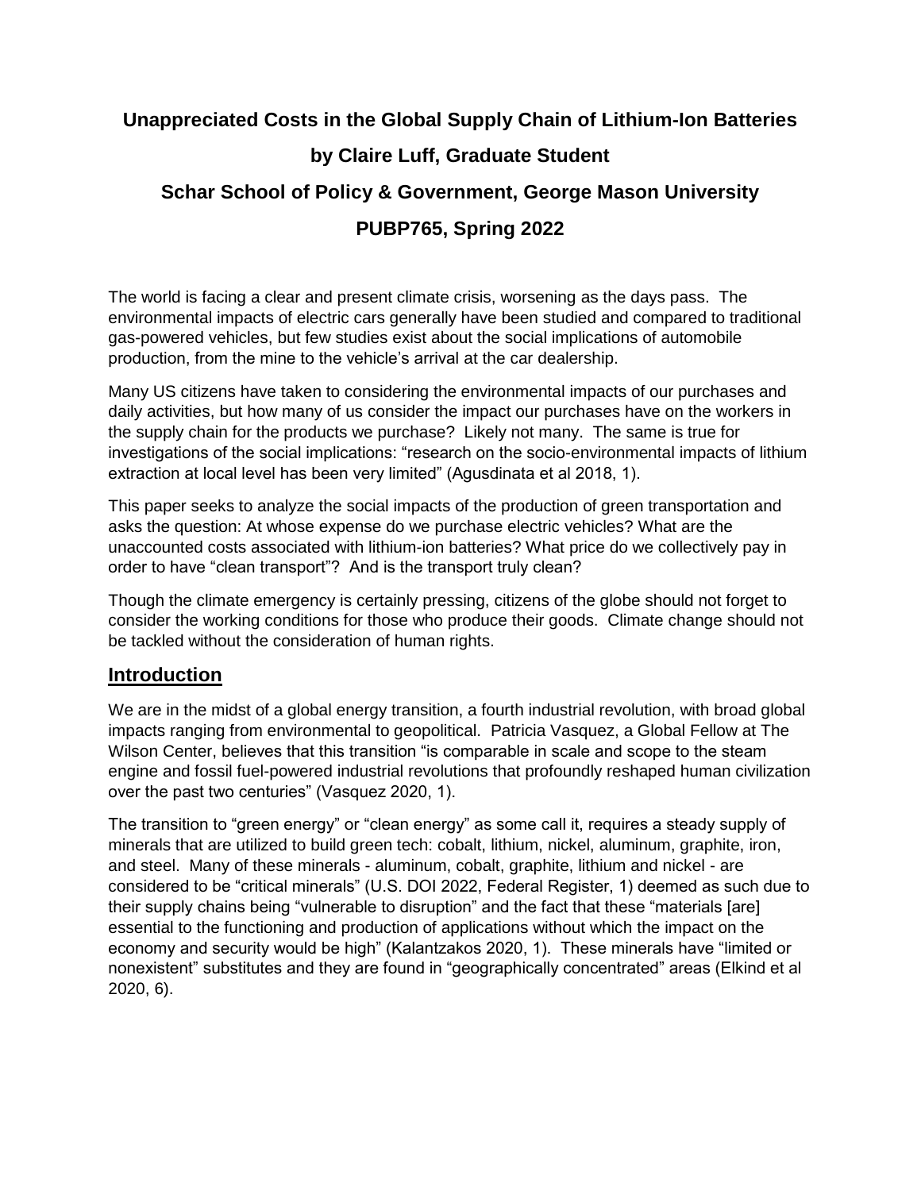# Unappreciated Costs in the Global Supply Chain of Lithium-Ion Batteries

**by Claire Luff, Graduate Student**

**Schar School of Policy & Government, George Mason University**

**PUBP765, Spring 2022**

The world is facing a clear and present climate crisis, worsening as the days pass. The environmental impacts of electric cars generally have been studied and compared to traditional gas-powered vehicles, but few studies exist about the social implications of automobile production, from the mine to the vehicle's arrival at the car dealership.

Many US citizens have taken to considering the environmental impacts of our purchases and daily activities, but how many of us consider the impact our purchases have on the workers in the supply chain for the products we purchase? Likely not many. The same is true for investigations of the social implications: "research on the socio-environmental impacts of lithium extraction at local level has been very limited" (Agusdinata et al 2018, 1).

This paper seeks to analyze the social impacts of the production of green transportation and asks the question: At whose expense do we purchase electric vehicles? What are the unaccounted costs associated with lithium-ion batteries? What price do we collectively pay in order to have "clean transport"? And is the transport truly clean?

Though the climate emergency is certainly pressing, citizens of the globe should not forget to consider the working conditions for those who produce their goods. Climate change should not be tackled without the consideration of human rights.

## Introduction

We are in the midst of a global energy transition, a fourth industrial revolution, with broad global impacts ranging from environmental to geopolitical. Patricia Vasquez, a Global Fellow at The Wilson Center, believes that this transition "is comparable in scale and scope to the steam engine and fossil fuel-powered industrial revolutions that profoundly reshaped human civilization over the past two centuries" (Vasquez 2020, 1).

The transition to "green energy" or "clean energy" as some call it, requires a steady supply of minerals that are utilized to build green tech: cobalt, lithium, nickel, aluminum, graphite, iron, and steel. Many of these minerals - aluminum, cobalt, graphite, lithium and nickel - are considered to be "critical minerals" (U.S. DOI 2022, Federal Register, 1) deemed as such due to their supply chains being "vulnerable to disruption" and the fact that these "materials [are] essential to the functioning and production of applications without which the impact on the economy and security would be high" (Kalantzakos 2020, 1). These minerals have "limited or nonexistent" substitutes and they are found in "geographically concentrated" areas (Elkind et al 2020, 6).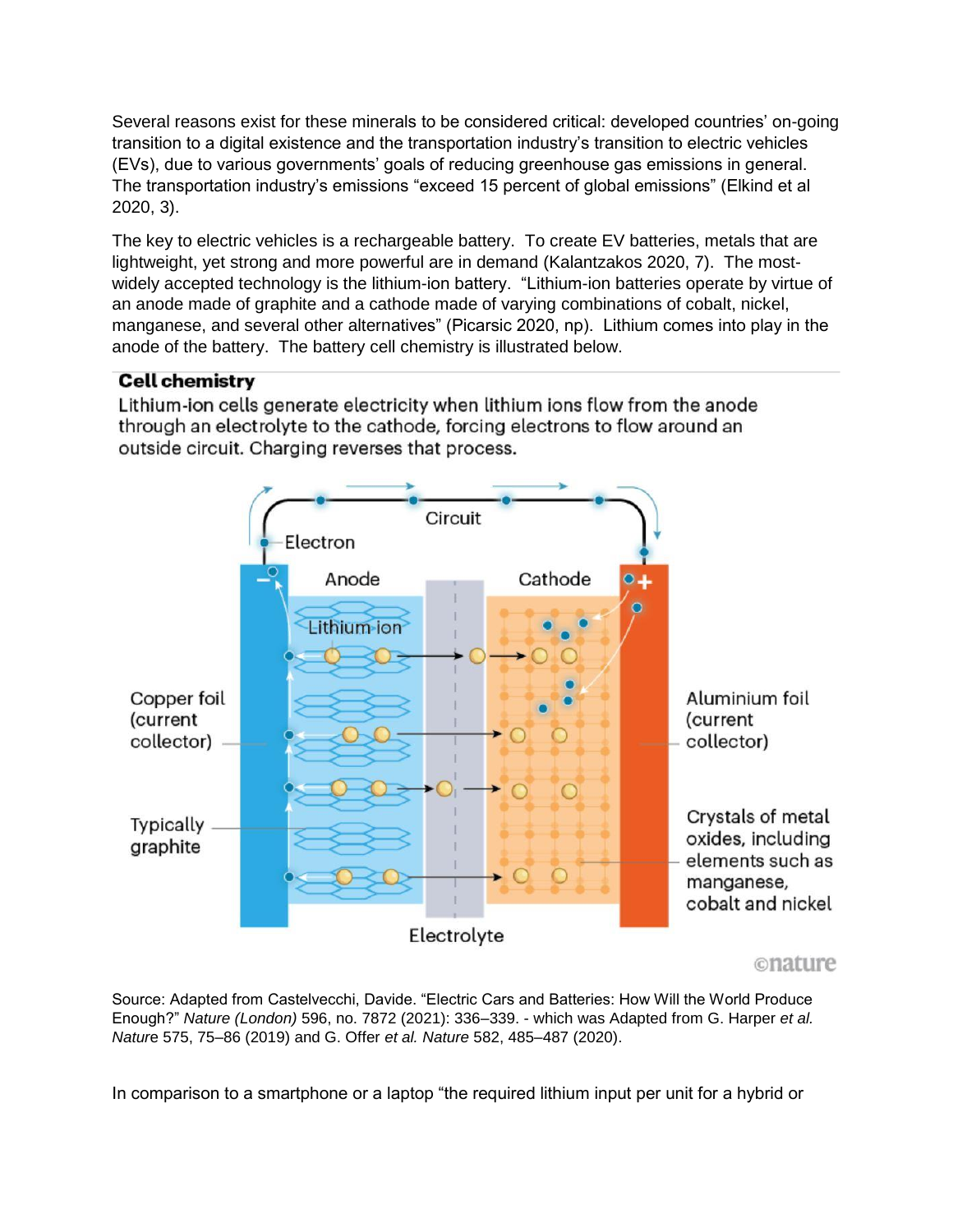Several reasons exist for these minerals to be considered critical: developed countries' on-going transition to a digital existence and the transportation industry's transition to electric vehicles (EVs), due to various governments' goals of reducing greenhouse gas emissions in general. The transportation industry's emissions "exceed 15 percent of global emissions" (Elkind et al 2020, 3).

The key to electric vehicles is a rechargeable battery. To create EV batteries, metals that are lightweight, yet strong and more powerful are in demand (Kalantzakos 2020, 7). The most-widely accepted technology is the lithium-ion battery. "Lithium-ion batteries operate by virtue of an anode made of graphite and a cathode made of varying combinations of cobalt, nickel, manganese, and several other alternatives" (Picarsic 2020, np). Lithium comes into play in the anode of the battery. The battery cell chemistry is illustrated below.

**Cell chemistry**

Lithium-ion cells generate electricity when lithium ions flow from the anode through an electrolyte to the cathode, forcing electrons to flow around an outside circuit. Charging reverses that process.

Circuit

Electron

Anode | Cathode

Lithium-ion

Copper foil (current collector)

Typically graphite

Aluminium foil (current collector)

Crystals of metal oxides, including elements such as manganese, cobalt and nickel

Electrolyte

©nature

Source: Adapted from Castelvecchi, Davide. "Electric Cars and Batteries: How Will the World Produce Enough?" *Nature (London)* 596, no. 7872 (2021): 336–339. - which was Adapted from G. Harper *et al. Nature* 575, 75–86 (2019) and G. Offer *et al. Nature* 582, 485–487 (2020).

In comparison to a smartphone or a laptop "the required lithium input per unit for a hybrid or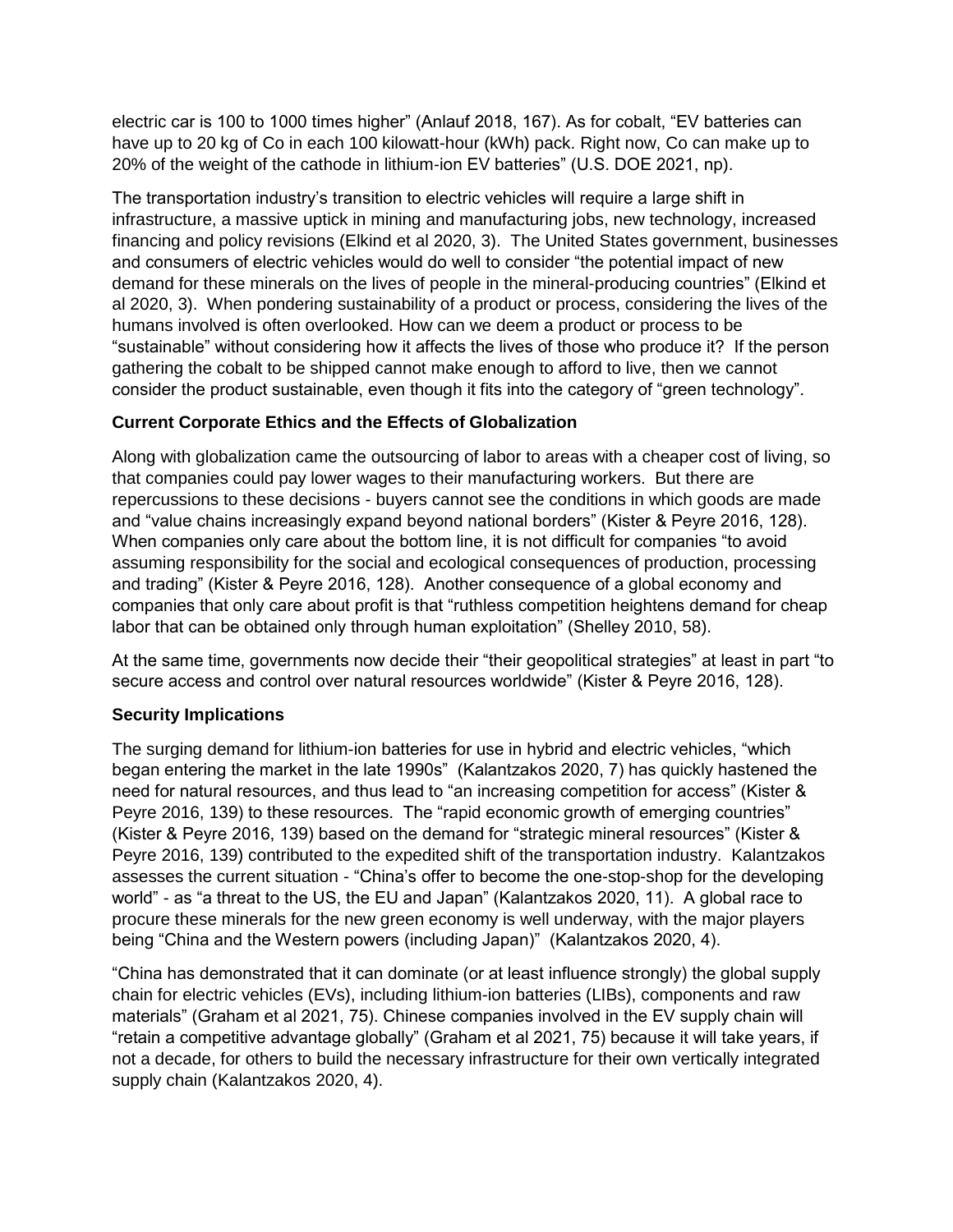electric car is 100 to 1000 times higher" (Anlauf 2018, 167). As for cobalt, "EV batteries can have up to 20 kg of Co in each 100 kilowatt-hour (kWh) pack. Right now, Co can make up to 20% of the weight of the cathode in lithium-ion EV batteries" (U.S. DOE 2021, np).

The transportation industry's transition to electric vehicles will require a large shift in infrastructure, a massive uptick in mining and manufacturing jobs, new technology, increased financing and policy revisions (Elkind et al 2020, 3). The United States government, businesses and consumers of electric vehicles would do well to consider "the potential impact of new demand for these minerals on the lives of people in the mineral-producing countries" (Elkind et al 2020, 3). When pondering sustainability of a product or process, considering the lives of the humans involved is often overlooked. How can we deem a product or process to be "sustainable" without considering how it affects the lives of those who produce it? If the person gathering the cobalt to be shipped cannot make enough to afford to live, then we cannot consider the product sustainable, even though it fits into the category of "green technology".

**Current Corporate Ethics and the Effects of Globalization**

Along with globalization came the outsourcing of labor to areas with a cheaper cost of living, so that companies could pay lower wages to their manufacturing workers. But there are repercussions to these decisions - buyers cannot see the conditions in which goods are made and "value chains increasingly expand beyond national borders" (Kister & Peyre 2016, 128). When companies only care about the bottom line, it is not difficult for companies "to avoid assuming responsibility for the social and ecological consequences of production, processing and trading" (Kister & Peyre 2016, 128). Another consequence of a global economy and companies that only care about profit is that "ruthless competition heightens demand for cheap labor that can be obtained only through human exploitation" (Shelley 2010, 58).

At the same time, governments now decide their "their geopolitical strategies" at least in part "to secure access and control over natural resources worldwide" (Kister & Peyre 2016, 128).

**Security Implications**

The surging demand for lithium-ion batteries for use in hybrid and electric vehicles, "which began entering the market in the late 1990s" (Kalantzakos 2020, 7) has quickly hastened the need for natural resources, and thus lead to "an increasing competition for access" (Kister & Peyre 2016, 139) to these resources. The "rapid economic growth of emerging countries" (Kister & Peyre 2016, 139) based on the demand for "strategic mineral resources" (Kister & Peyre 2016, 139) contributed to the expedited shift of the transportation industry. Kalantzakos assesses the current situation - "China's offer to become the one-stop-shop for the developing world" - as "a threat to the US, the EU and Japan" (Kalantzakos 2020, 11). A global race to procure these minerals for the new green economy is well underway, with the major players being "China and the Western powers (including Japan)" (Kalantzakos 2020, 4).

"China has demonstrated that it can dominate (or at least influence strongly) the global supply chain for electric vehicles (EVs), including lithium-ion batteries (LIBs), components and raw materials" (Graham et al 2021, 75). Chinese companies involved in the EV supply chain will "retain a competitive advantage globally" (Graham et al 2021, 75) because it will take years, if not a decade, for others to build the necessary infrastructure for their own vertically integrated supply chain (Kalantzakos 2020, 4).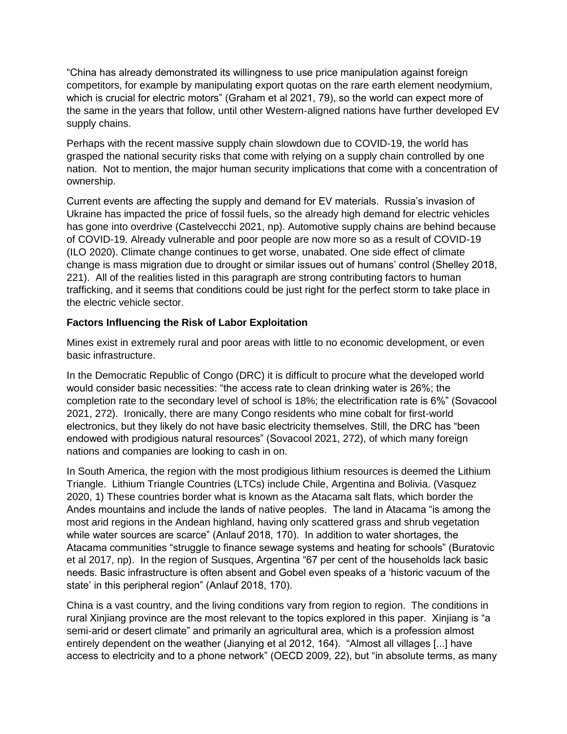"China has already demonstrated its willingness to use price manipulation against foreign competitors, for example by manipulating export quotas on the rare earth element neodymium, which is crucial for electric motors" (Graham et al 2021, 79), so the world can expect more of the same in the years that follow, until other Western-aligned nations have further developed EV supply chains.

Perhaps with the recent massive supply chain slowdown due to COVID-19, the world has grasped the national security risks that come with relying on a supply chain controlled by one nation. Not to mention, the major human security implications that come with a concentration of ownership.

Current events are affecting the supply and demand for EV materials. Russia's invasion of Ukraine has impacted the price of fossil fuels, so the already high demand for electric vehicles has gone into overdrive (Castelvecchi 2021, np). Automotive supply chains are behind because of COVID-19. Already vulnerable and poor people are now more so as a result of COVID-19 (ILO 2020). Climate change continues to get worse, unabated. One side effect of climate change is mass migration due to drought or similar issues out of humans' control (Shelley 2018, 221). All of the realities listed in this paragraph are strong contributing factors to human trafficking, and it seems that conditions could be just right for the perfect storm to take place in the electric vehicle sector.

**Factors Influencing the Risk of Labor Exploitation**

Mines exist in extremely rural and poor areas with little to no economic development, or even basic infrastructure.

In the Democratic Republic of Congo (DRC) it is difficult to procure what the developed world would consider basic necessities: "the access rate to clean drinking water is 26%; the completion rate to the secondary level of school is 18%; the electrification rate is 6%" (Sovacool 2021, 272). Ironically, there are many Congo residents who mine cobalt for first-world electronics, but they likely do not have basic electricity themselves. Still, the DRC has "been endowed with prodigious natural resources" (Sovacool 2021, 272), of which many foreign nations and companies are looking to cash in on.

In South America, the region with the most prodigious lithium resources is deemed the Lithium Triangle. Lithium Triangle Countries (LTCs) include Chile, Argentina and Bolivia. (Vasquez 2020, 1) These countries border what is known as the Atacama salt flats, which border the Andes mountains and include the lands of native peoples. The land in Atacama "is among the most arid regions in the Andean highland, having only scattered grass and shrub vegetation while water sources are scarce" (Anlauf 2018, 170). In addition to water shortages, the Atacama communities "struggle to finance sewage systems and heating for schools" (Buratovic et al 2017, np). In the region of Susques, Argentina "67 per cent of the households lack basic needs. Basic infrastructure is often absent and Gobel even speaks of a 'historic vacuum of the state' in this peripheral region" (Anlauf 2018, 170).

China is a vast country, and the living conditions vary from region to region. The conditions in rural Xinjiang province are the most relevant to the topics explored in this paper. Xinjiang is "a semi-arid or desert climate" and primarily an agricultural area, which is a profession almost entirely dependent on the weather (Jianying et al 2012, 164). "Almost all villages [...] have access to electricity and to a phone network" (OECD 2009, 22), but "in absolute terms, as many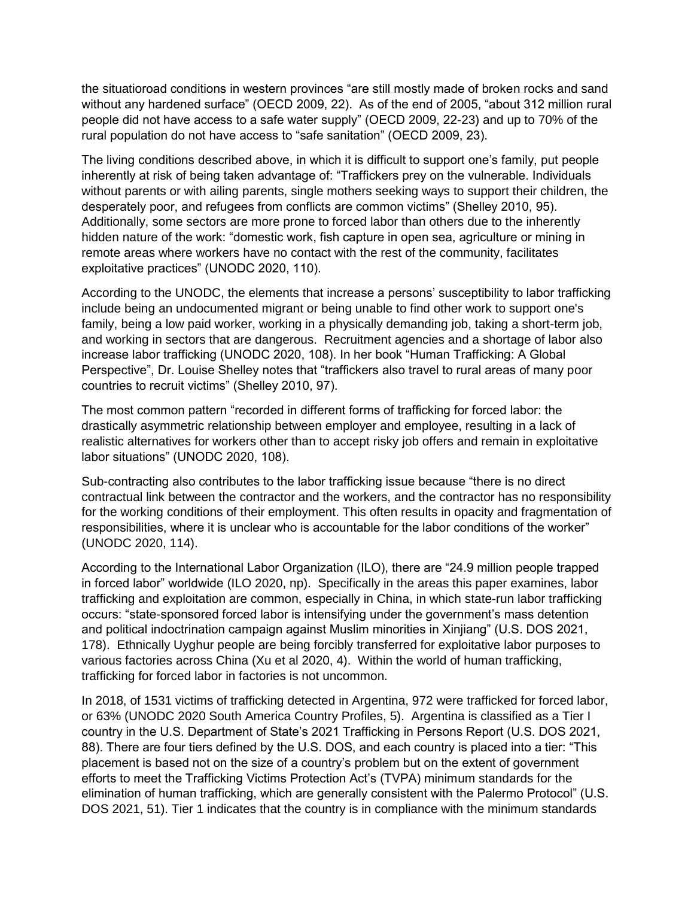the situatioroad conditions in western provinces “are still mostly made of broken rocks and sand without any hardened surface” (OECD 2009, 22). As of the end of 2005, “about 312 million rural people did not have access to a safe water supply” (OECD 2009, 22-23) and up to 70% of the rural population do not have access to “safe sanitation” (OECD 2009, 23).

The living conditions described above, in which it is difficult to support one’s family, put people inherently at risk of being taken advantage of: “Traffickers prey on the vulnerable. Individuals without parents or with ailing parents, single mothers seeking ways to support their children, the desperately poor, and refugees from conflicts are common victims” (Shelley 2010, 95). Additionally, some sectors are more prone to forced labor than others due to the inherently hidden nature of the work: “domestic work, fish capture in open sea, agriculture or mining in remote areas where workers have no contact with the rest of the community, facilitates exploitative practices” (UNODC 2020, 110).

According to the UNODC, the elements that increase a persons’ susceptibility to labor trafficking include being an undocumented migrant or being unable to find other work to support one's family, being a low paid worker, working in a physically demanding job, taking a short-term job, and working in sectors that are dangerous. Recruitment agencies and a shortage of labor also increase labor trafficking (UNODC 2020, 108). In her book “Human Trafficking: A Global Perspective”, Dr. Louise Shelley notes that “traffickers also travel to rural areas of many poor countries to recruit victims” (Shelley 2010, 97).

The most common pattern “recorded in different forms of trafficking for forced labor: the drastically asymmetric relationship between employer and employee, resulting in a lack of realistic alternatives for workers other than to accept risky job offers and remain in exploitative labor situations” (UNODC 2020, 108).

Sub-contracting also contributes to the labor trafficking issue because “there is no direct contractual link between the contractor and the workers, and the contractor has no responsibility for the working conditions of their employment. This often results in opacity and fragmentation of responsibilities, where it is unclear who is accountable for the labor conditions of the worker” (UNODC 2020, 114).

According to the International Labor Organization (ILO), there are “24.9 million people trapped in forced labor” worldwide (ILO 2020, np). Specifically in the areas this paper examines, labor trafficking and exploitation are common, especially in China, in which state-run labor trafficking occurs: “state-sponsored forced labor is intensifying under the government’s mass detention and political indoctrination campaign against Muslim minorities in Xinjiang” (U.S. DOS 2021, 178). Ethnically Uyghur people are being forcibly transferred for exploitative labor purposes to various factories across China (Xu et al 2020, 4). Within the world of human trafficking, trafficking for forced labor in factories is not uncommon.

In 2018, of 1531 victims of trafficking detected in Argentina, 972 were trafficked for forced labor, or 63% (UNODC 2020 South America Country Profiles, 5). Argentina is classified as a Tier I country in the U.S. Department of State’s 2021 Trafficking in Persons Report (U.S. DOS 2021, 88). There are four tiers defined by the U.S. DOS, and each country is placed into a tier: “This placement is based not on the size of a country’s problem but on the extent of government efforts to meet the Trafficking Victims Protection Act’s (TVPA) minimum standards for the elimination of human trafficking, which are generally consistent with the Palermo Protocol” (U.S. DOS 2021, 51). Tier 1 indicates that the country is in compliance with the minimum standards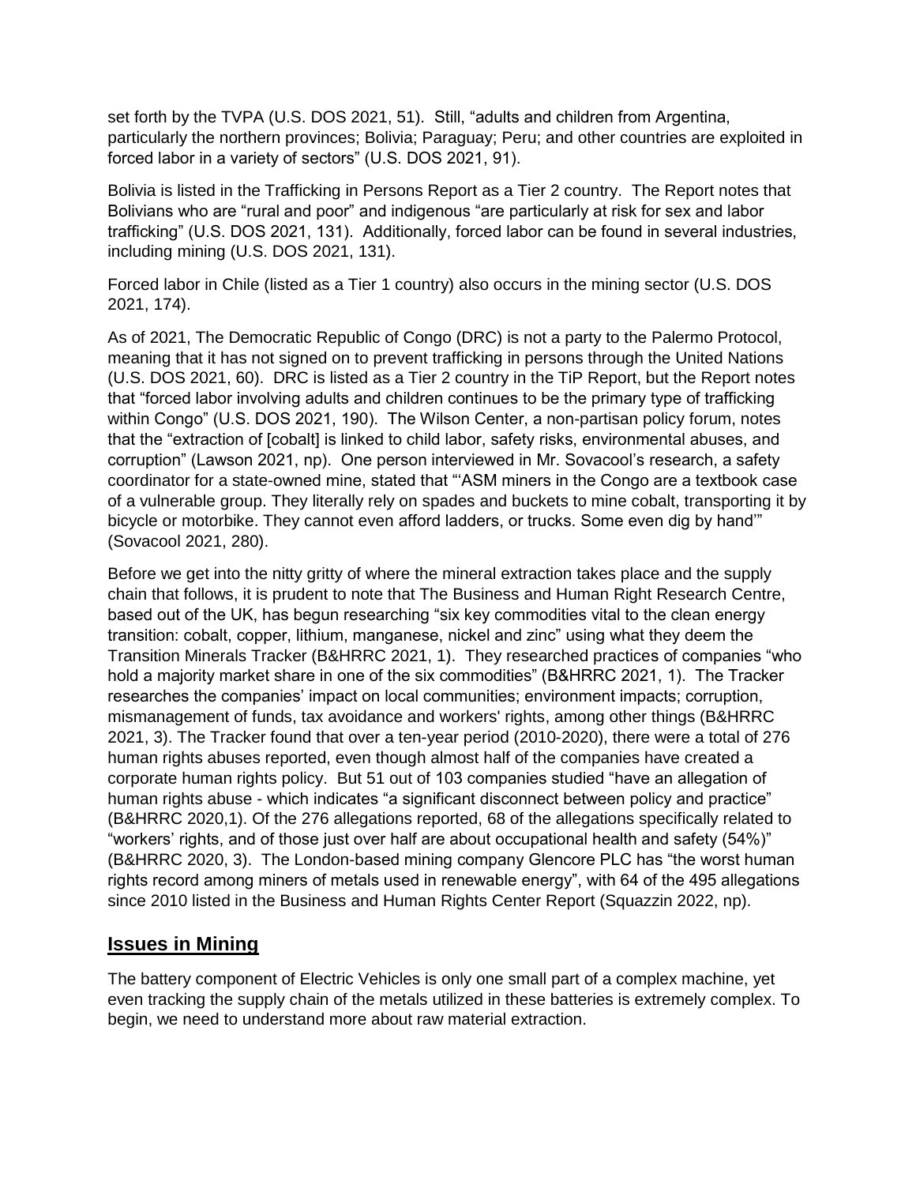set forth by the TVPA (U.S. DOS 2021, 51). Still, "adults and children from Argentina, particularly the northern provinces; Bolivia; Paraguay; Peru; and other countries are exploited in forced labor in a variety of sectors" (U.S. DOS 2021, 91).

Bolivia is listed in the Trafficking in Persons Report as a Tier 2 country. The Report notes that Bolivians who are "rural and poor" and indigenous "are particularly at risk for sex and labor trafficking" (U.S. DOS 2021, 131). Additionally, forced labor can be found in several industries, including mining (U.S. DOS 2021, 131).

Forced labor in Chile (listed as a Tier 1 country) also occurs in the mining sector (U.S. DOS 2021, 174).

As of 2021, The Democratic Republic of Congo (DRC) is not a party to the Palermo Protocol, meaning that it has not signed on to prevent trafficking in persons through the United Nations (U.S. DOS 2021, 60). DRC is listed as a Tier 2 country in the TiP Report, but the Report notes that "forced labor involving adults and children continues to be the primary type of trafficking within Congo" (U.S. DOS 2021, 190). The Wilson Center, a non-partisan policy forum, notes that the "extraction of [cobalt] is linked to child labor, safety risks, environmental abuses, and corruption" (Lawson 2021, np). One person interviewed in Mr. Sovacool's research, a safety coordinator for a state-owned mine, stated that "'ASM miners in the Congo are a textbook case of a vulnerable group. They literally rely on spades and buckets to mine cobalt, transporting it by bicycle or motorbike. They cannot even afford ladders, or trucks. Some even dig by hand'" (Sovacool 2021, 280).

Before we get into the nitty gritty of where the mineral extraction takes place and the supply chain that follows, it is prudent to note that The Business and Human Right Research Centre, based out of the UK, has begun researching "six key commodities vital to the clean energy transition: cobalt, copper, lithium, manganese, nickel and zinc" using what they deem the Transition Minerals Tracker (B&HRRC 2021, 1). They researched practices of companies "who hold a majority market share in one of the six commodities" (B&HRRC 2021, 1). The Tracker researches the companies' impact on local communities; environment impacts; corruption, mismanagement of funds, tax avoidance and workers' rights, among other things (B&HRRC 2021, 3). The Tracker found that over a ten-year period (2010-2020), there were a total of 276 human rights abuses reported, even though almost half of the companies have created a corporate human rights policy. But 51 out of 103 companies studied "have an allegation of human rights abuse - which indicates "a significant disconnect between policy and practice" (B&HRRC 2020,1). Of the 276 allegations reported, 68 of the allegations specifically related to "workers' rights, and of those just over half are about occupational health and safety (54%)" (B&HRRC 2020, 3). The London-based mining company Glencore PLC has "the worst human rights record among miners of metals used in renewable energy", with 64 of the 495 allegations since 2010 listed in the Business and Human Rights Center Report (Squazzin 2022, np).

## Issues in Mining

The battery component of Electric Vehicles is only one small part of a complex machine, yet even tracking the supply chain of the metals utilized in these batteries is extremely complex. To begin, we need to understand more about raw material extraction.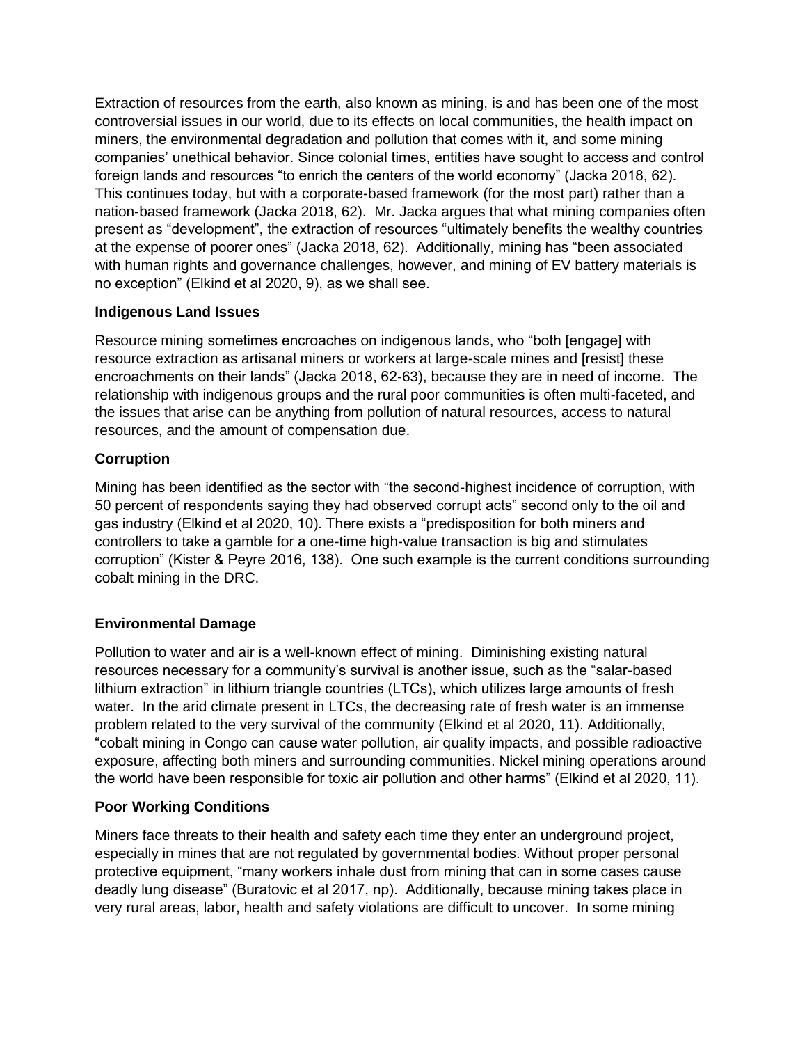Extraction of resources from the earth, also known as mining, is and has been one of the most controversial issues in our world, due to its effects on local communities, the health impact on miners, the environmental degradation and pollution that comes with it, and some mining companies' unethical behavior. Since colonial times, entities have sought to access and control foreign lands and resources "to enrich the centers of the world economy" (Jacka 2018, 62). This continues today, but with a corporate-based framework (for the most part) rather than a nation-based framework (Jacka 2018, 62). Mr. Jacka argues that what mining companies often present as "development", the extraction of resources "ultimately benefits the wealthy countries at the expense of poorer ones" (Jacka 2018, 62). Additionally, mining has "been associated with human rights and governance challenges, however, and mining of EV battery materials is no exception" (Elkind et al 2020, 9), as we shall see.

**Indigenous Land Issues**

Resource mining sometimes encroaches on indigenous lands, who "both [engage] with resource extraction as artisanal miners or workers at large-scale mines and [resist] these encroachments on their lands" (Jacka 2018, 62-63), because they are in need of income. The relationship with indigenous groups and the rural poor communities is often multi-faceted, and the issues that arise can be anything from pollution of natural resources, access to natural resources, and the amount of compensation due.

**Corruption**

Mining has been identified as the sector with "the second-highest incidence of corruption, with 50 percent of respondents saying they had observed corrupt acts" second only to the oil and gas industry (Elkind et al 2020, 10). There exists a "predisposition for both miners and controllers to take a gamble for a one-time high-value transaction is big and stimulates corruption" (Kister & Peyre 2016, 138). One such example is the current conditions surrounding cobalt mining in the DRC.

**Environmental Damage**

Pollution to water and air is a well-known effect of mining. Diminishing existing natural resources necessary for a community's survival is another issue, such as the "salar-based lithium extraction" in lithium triangle countries (LTCs), which utilizes large amounts of fresh water. In the arid climate present in LTCs, the decreasing rate of fresh water is an immense problem related to the very survival of the community (Elkind et al 2020, 11). Additionally, "cobalt mining in Congo can cause water pollution, air quality impacts, and possible radioactive exposure, affecting both miners and surrounding communities. Nickel mining operations around the world have been responsible for toxic air pollution and other harms" (Elkind et al 2020, 11).

**Poor Working Conditions**

Miners face threats to their health and safety each time they enter an underground project, especially in mines that are not regulated by governmental bodies. Without proper personal protective equipment, "many workers inhale dust from mining that can in some cases cause deadly lung disease" (Buratovic et al 2017, np). Additionally, because mining takes place in very rural areas, labor, health and safety violations are difficult to uncover. In some mining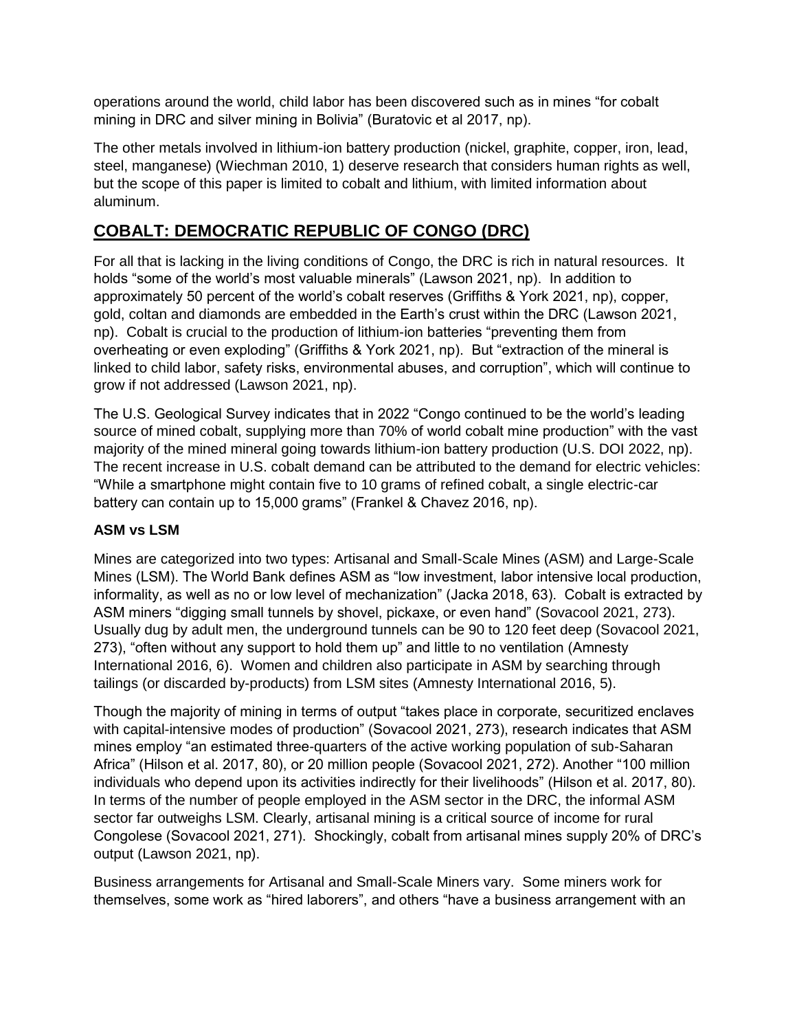operations around the world, child labor has been discovered such as in mines "for cobalt mining in DRC and silver mining in Bolivia" (Buratovic et al 2017, np).

The other metals involved in lithium-ion battery production (nickel, graphite, copper, iron, lead, steel, manganese) (Wiechman 2010, 1) deserve research that considers human rights as well, but the scope of this paper is limited to cobalt and lithium, with limited information about aluminum.

## COBALT: DEMOCRATIC REPUBLIC OF CONGO (DRC)

For all that is lacking in the living conditions of Congo, the DRC is rich in natural resources. It holds "some of the world's most valuable minerals" (Lawson 2021, np). In addition to approximately 50 percent of the world's cobalt reserves (Griffiths & York 2021, np), copper, gold, coltan and diamonds are embedded in the Earth's crust within the DRC (Lawson 2021, np). Cobalt is crucial to the production of lithium-ion batteries "preventing them from overheating or even exploding" (Griffiths & York 2021, np). But "extraction of the mineral is linked to child labor, safety risks, environmental abuses, and corruption", which will continue to grow if not addressed (Lawson 2021, np).

The U.S. Geological Survey indicates that in 2022 "Congo continued to be the world's leading source of mined cobalt, supplying more than 70% of world cobalt mine production" with the vast majority of the mined mineral going towards lithium-ion battery production (U.S. DOI 2022, np). The recent increase in U.S. cobalt demand can be attributed to the demand for electric vehicles: "While a smartphone might contain five to 10 grams of refined cobalt, a single electric-car battery can contain up to 15,000 grams" (Frankel & Chavez 2016, np).

### ASM vs LSM

Mines are categorized into two types: Artisanal and Small-Scale Mines (ASM) and Large-Scale Mines (LSM). The World Bank defines ASM as "low investment, labor intensive local production, informality, as well as no or low level of mechanization" (Jacka 2018, 63). Cobalt is extracted by ASM miners "digging small tunnels by shovel, pickaxe, or even hand" (Sovacool 2021, 273). Usually dug by adult men, the underground tunnels can be 90 to 120 feet deep (Sovacool 2021, 273), "often without any support to hold them up" and little to no ventilation (Amnesty International 2016, 6). Women and children also participate in ASM by searching through tailings (or discarded by-products) from LSM sites (Amnesty International 2016, 5).

Though the majority of mining in terms of output "takes place in corporate, securitized enclaves with capital-intensive modes of production" (Sovacool 2021, 273), research indicates that ASM mines employ "an estimated three-quarters of the active working population of sub-Saharan Africa" (Hilson et al. 2017, 80), or 20 million people (Sovacool 2021, 272). Another "100 million individuals who depend upon its activities indirectly for their livelihoods" (Hilson et al. 2017, 80). In terms of the number of people employed in the ASM sector in the DRC, the informal ASM sector far outweighs LSM. Clearly, artisanal mining is a critical source of income for rural Congolese (Sovacool 2021, 271). Shockingly, cobalt from artisanal mines supply 20% of DRC's output (Lawson 2021, np).

Business arrangements for Artisanal and Small-Scale Miners vary. Some miners work for themselves, some work as "hired laborers", and others "have a business arrangement with an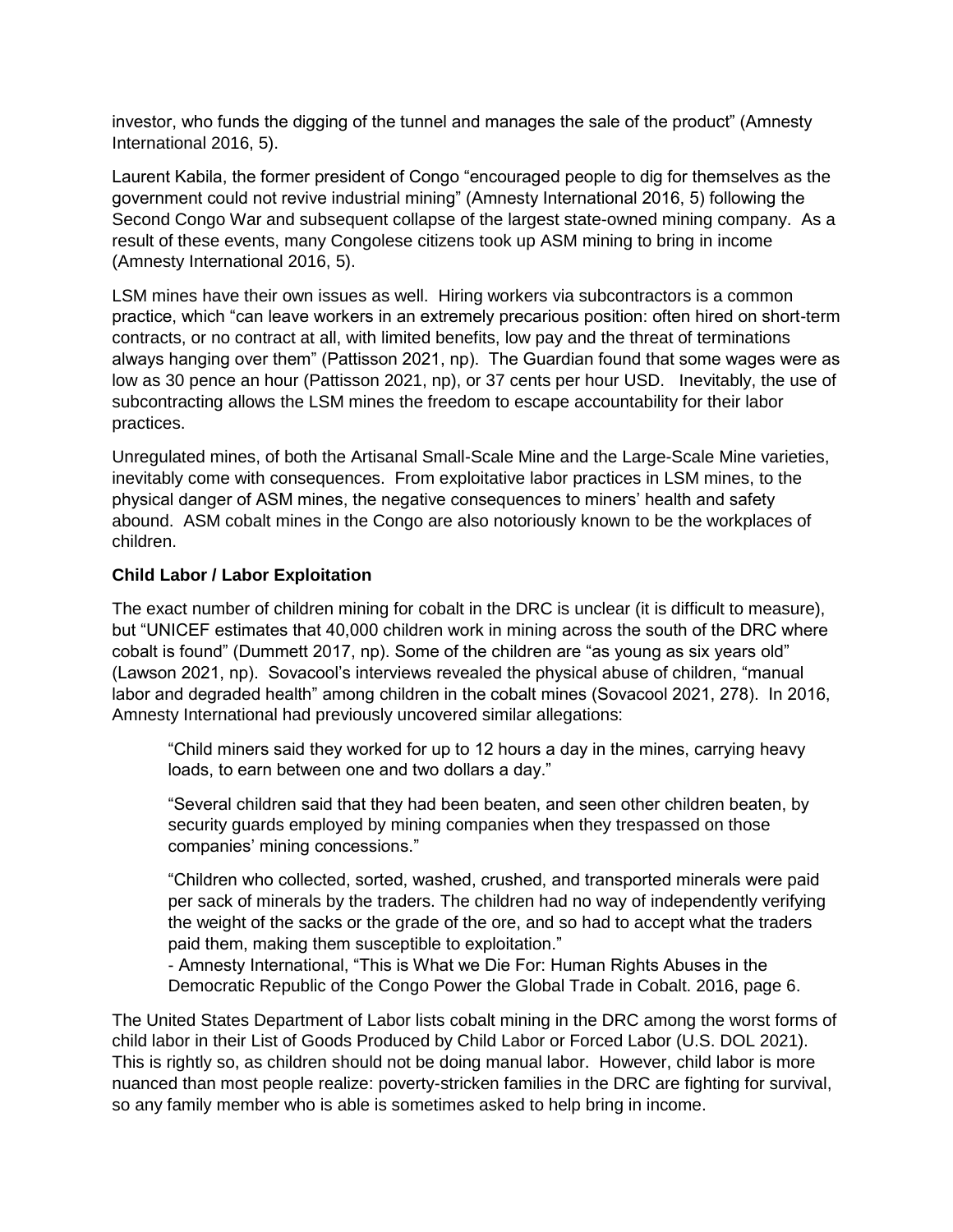investor, who funds the digging of the tunnel and manages the sale of the product" (Amnesty International 2016, 5).

Laurent Kabila, the former president of Congo "encouraged people to dig for themselves as the government could not revive industrial mining" (Amnesty International 2016, 5) following the Second Congo War and subsequent collapse of the largest state-owned mining company. As a result of these events, many Congolese citizens took up ASM mining to bring in income (Amnesty International 2016, 5).

LSM mines have their own issues as well. Hiring workers via subcontractors is a common practice, which "can leave workers in an extremely precarious position: often hired on short-term contracts, or no contract at all, with limited benefits, low pay and the threat of terminations always hanging over them" (Pattisson 2021, np). The Guardian found that some wages were as low as 30 pence an hour (Pattisson 2021, np), or 37 cents per hour USD. Inevitably, the use of subcontracting allows the LSM mines the freedom to escape accountability for their labor practices.

Unregulated mines, of both the Artisanal Small-Scale Mine and the Large-Scale Mine varieties, inevitably come with consequences. From exploitative labor practices in LSM mines, to the physical danger of ASM mines, the negative consequences to miners' health and safety abound. ASM cobalt mines in the Congo are also notoriously known to be the workplaces of children.

**Child Labor / Labor Exploitation**

The exact number of children mining for cobalt in the DRC is unclear (it is difficult to measure), but "UNICEF estimates that 40,000 children work in mining across the south of the DRC where cobalt is found" (Dummett 2017, np). Some of the children are "as young as six years old" (Lawson 2021, np). Sovacool's interviews revealed the physical abuse of children, "manual labor and degraded health" among children in the cobalt mines (Sovacool 2021, 278). In 2016, Amnesty International had previously uncovered similar allegations:

> "Child miners said they worked for up to 12 hours a day in the mines, carrying heavy loads, to earn between one and two dollars a day."
>
> "Several children said that they had been beaten, and seen other children beaten, by security guards employed by mining companies when they trespassed on those companies' mining concessions."
>
> "Children who collected, sorted, washed, crushed, and transported minerals were paid per sack of minerals by the traders. The children had no way of independently verifying the weight of the sacks or the grade of the ore, and so had to accept what the traders paid them, making them susceptible to exploitation."
> - Amnesty International, "This is What we Die For: Human Rights Abuses in the Democratic Republic of the Congo Power the Global Trade in Cobalt. 2016, page 6.

The United States Department of Labor lists cobalt mining in the DRC among the worst forms of child labor in their List of Goods Produced by Child Labor or Forced Labor (U.S. DOL 2021). This is rightly so, as children should not be doing manual labor. However, child labor is more nuanced than most people realize: poverty-stricken families in the DRC are fighting for survival, so any family member who is able is sometimes asked to help bring in income.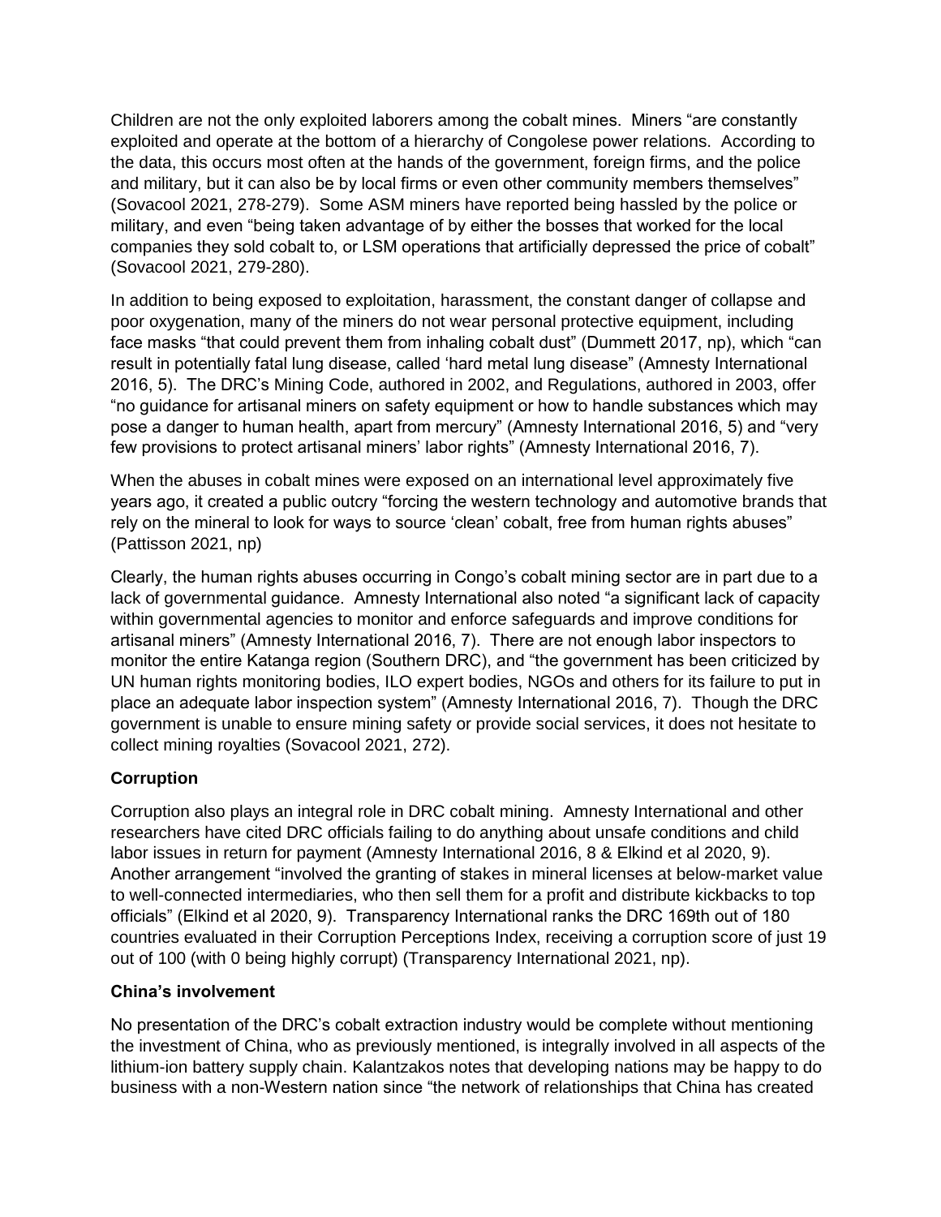Children are not the only exploited laborers among the cobalt mines. Miners "are constantly exploited and operate at the bottom of a hierarchy of Congolese power relations. According to the data, this occurs most often at the hands of the government, foreign firms, and the police and military, but it can also be by local firms or even other community members themselves" (Sovacool 2021, 278-279). Some ASM miners have reported being hassled by the police or military, and even "being taken advantage of by either the bosses that worked for the local companies they sold cobalt to, or LSM operations that artificially depressed the price of cobalt" (Sovacool 2021, 279-280).

In addition to being exposed to exploitation, harassment, the constant danger of collapse and poor oxygenation, many of the miners do not wear personal protective equipment, including face masks "that could prevent them from inhaling cobalt dust" (Dummett 2017, np), which "can result in potentially fatal lung disease, called 'hard metal lung disease" (Amnesty International 2016, 5). The DRC's Mining Code, authored in 2002, and Regulations, authored in 2003, offer "no guidance for artisanal miners on safety equipment or how to handle substances which may pose a danger to human health, apart from mercury" (Amnesty International 2016, 5) and "very few provisions to protect artisanal miners' labor rights" (Amnesty International 2016, 7).

When the abuses in cobalt mines were exposed on an international level approximately five years ago, it created a public outcry "forcing the western technology and automotive brands that rely on the mineral to look for ways to source 'clean' cobalt, free from human rights abuses" (Pattisson 2021, np)

Clearly, the human rights abuses occurring in Congo's cobalt mining sector are in part due to a lack of governmental guidance. Amnesty International also noted "a significant lack of capacity within governmental agencies to monitor and enforce safeguards and improve conditions for artisanal miners" (Amnesty International 2016, 7). There are not enough labor inspectors to monitor the entire Katanga region (Southern DRC), and "the government has been criticized by UN human rights monitoring bodies, ILO expert bodies, NGOs and others for its failure to put in place an adequate labor inspection system" (Amnesty International 2016, 7). Though the DRC government is unable to ensure mining safety or provide social services, it does not hesitate to collect mining royalties (Sovacool 2021, 272).

### Corruption

Corruption also plays an integral role in DRC cobalt mining. Amnesty International and other researchers have cited DRC officials failing to do anything about unsafe conditions and child labor issues in return for payment (Amnesty International 2016, 8 & Elkind et al 2020, 9). Another arrangement "involved the granting of stakes in mineral licenses at below-market value to well-connected intermediaries, who then sell them for a profit and distribute kickbacks to top officials" (Elkind et al 2020, 9). Transparency International ranks the DRC 169th out of 180 countries evaluated in their Corruption Perceptions Index, receiving a corruption score of just 19 out of 100 (with 0 being highly corrupt) (Transparency International 2021, np).

### China's involvement

No presentation of the DRC's cobalt extraction industry would be complete without mentioning the investment of China, who as previously mentioned, is integrally involved in all aspects of the lithium-ion battery supply chain. Kalantzakos notes that developing nations may be happy to do business with a non-Western nation since "the network of relationships that China has created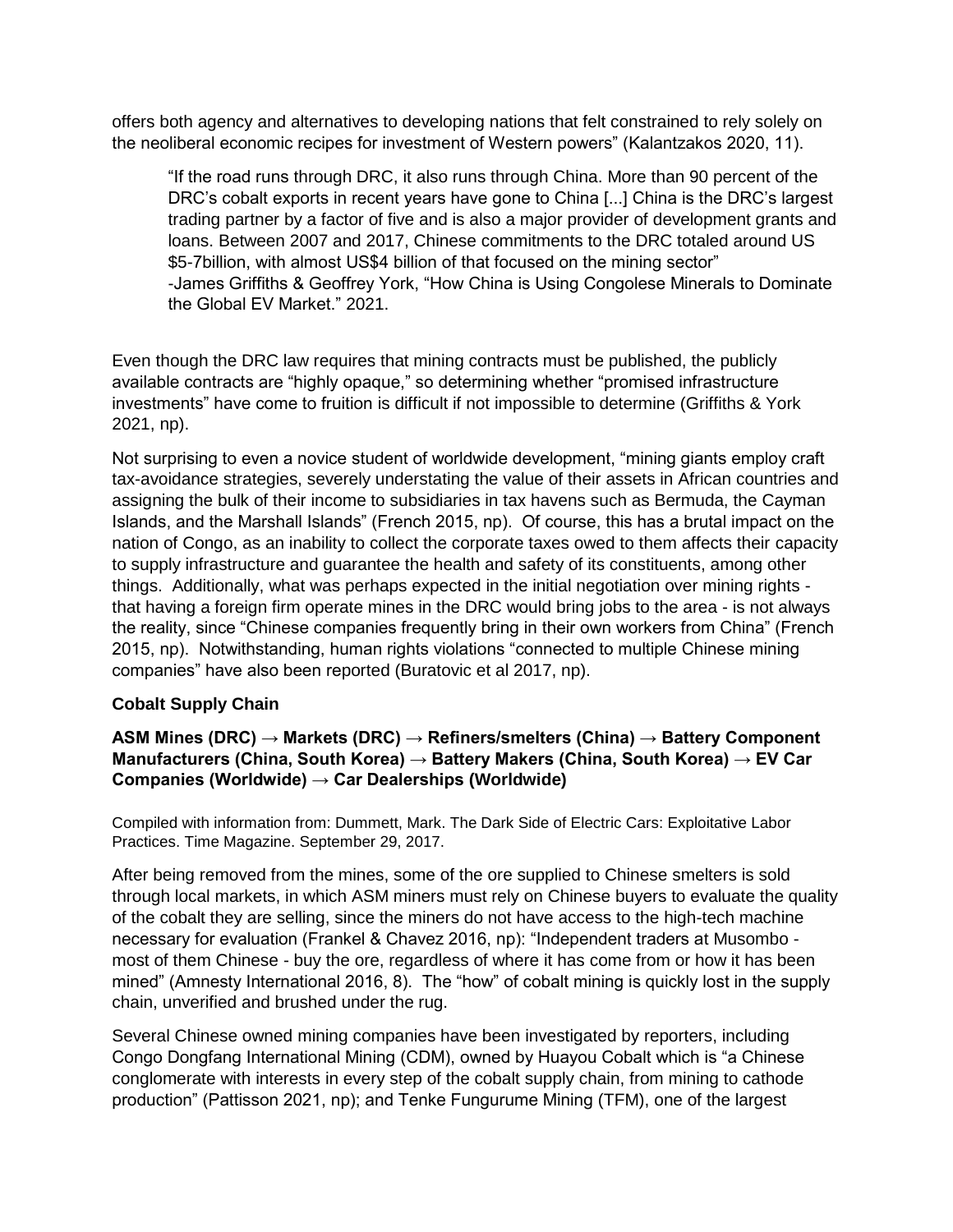offers both agency and alternatives to developing nations that felt constrained to rely solely on the neoliberal economic recipes for investment of Western powers" (Kalantzakos 2020, 11).

> "If the road runs through DRC, it also runs through China. More than 90 percent of the DRC's cobalt exports in recent years have gone to China [...] China is the DRC's largest trading partner by a factor of five and is also a major provider of development grants and loans. Between 2007 and 2017, Chinese commitments to the DRC totaled around US $5-7billion, with almost US$4 billion of that focused on the mining sector"
> -James Griffiths & Geoffrey York, "How China is Using Congolese Minerals to Dominate the Global EV Market." 2021.

Even though the DRC law requires that mining contracts must be published, the publicly available contracts are "highly opaque," so determining whether "promised infrastructure investments" have come to fruition is difficult if not impossible to determine (Griffiths & York 2021, np).

Not surprising to even a novice student of worldwide development, "mining giants employ craft tax-avoidance strategies, severely understating the value of their assets in African countries and assigning the bulk of their income to subsidiaries in tax havens such as Bermuda, the Cayman Islands, and the Marshall Islands" (French 2015, np). Of course, this has a brutal impact on the nation of Congo, as an inability to collect the corporate taxes owed to them affects their capacity to supply infrastructure and guarantee the health and safety of its constituents, among other things. Additionally, what was perhaps expected in the initial negotiation over mining rights - that having a foreign firm operate mines in the DRC would bring jobs to the area - is not always the reality, since "Chinese companies frequently bring in their own workers from China" (French 2015, np). Notwithstanding, human rights violations "connected to multiple Chinese mining companies" have also been reported (Buratovic et al 2017, np).

**Cobalt Supply Chain**

**ASM Mines (DRC) → Markets (DRC) → Refiners/smelters (China) → Battery Component Manufacturers (China, South Korea) → Battery Makers (China, South Korea) → EV Car Companies (Worldwide) → Car Dealerships (Worldwide)**

Compiled with information from: Dummett, Mark. The Dark Side of Electric Cars: Exploitative Labor Practices. Time Magazine. September 29, 2017.

After being removed from the mines, some of the ore supplied to Chinese smelters is sold through local markets, in which ASM miners must rely on Chinese buyers to evaluate the quality of the cobalt they are selling, since the miners do not have access to the high-tech machine necessary for evaluation (Frankel & Chavez 2016, np): "Independent traders at Musombo - most of them Chinese - buy the ore, regardless of where it has come from or how it has been mined" (Amnesty International 2016, 8). The "how" of cobalt mining is quickly lost in the supply chain, unverified and brushed under the rug.

Several Chinese owned mining companies have been investigated by reporters, including Congo Dongfang International Mining (CDM), owned by Huayou Cobalt which is "a Chinese conglomerate with interests in every step of the cobalt supply chain, from mining to cathode production" (Pattisson 2021, np); and Tenke Fungurume Mining (TFM), one of the largest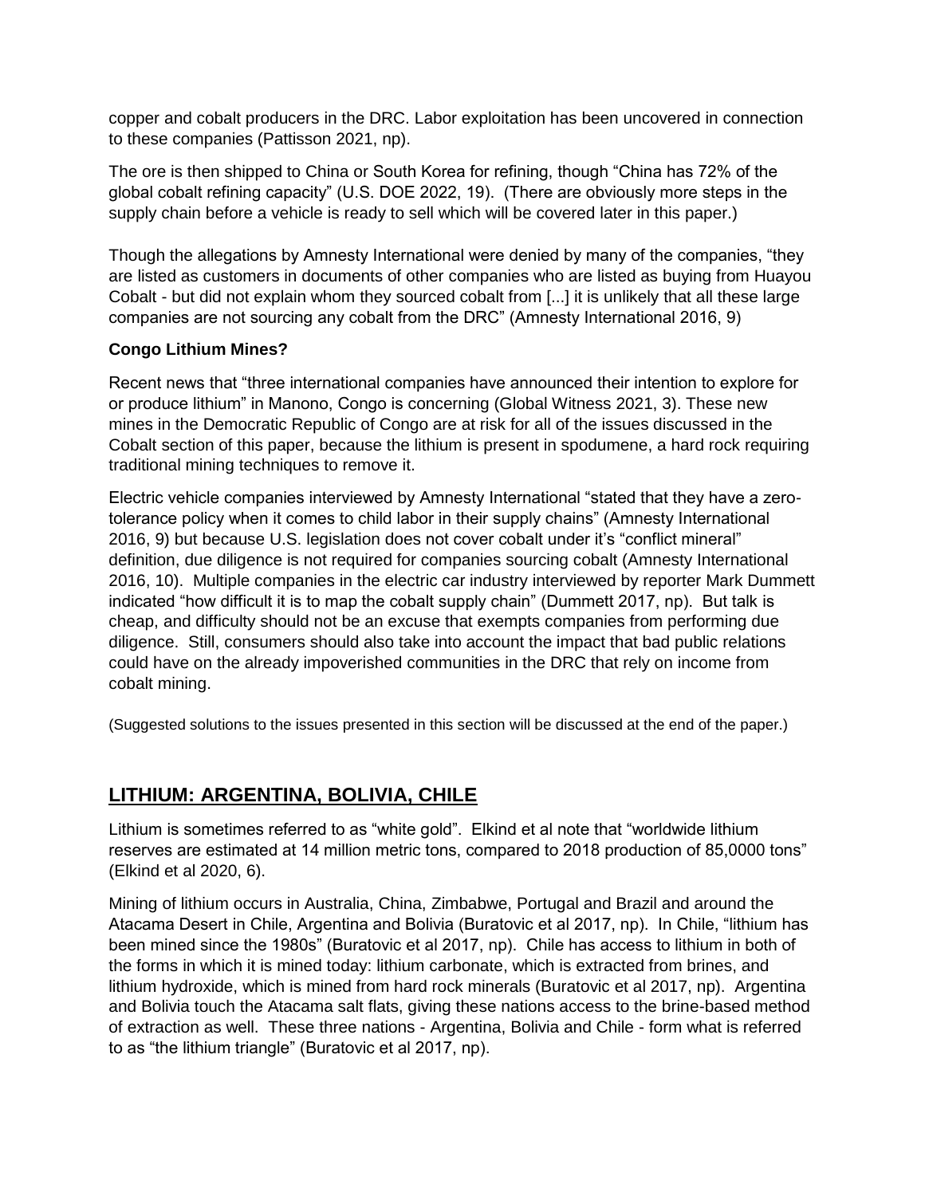copper and cobalt producers in the DRC. Labor exploitation has been uncovered in connection to these companies (Pattisson 2021, np).

The ore is then shipped to China or South Korea for refining, though "China has 72% of the global cobalt refining capacity" (U.S. DOE 2022, 19). (There are obviously more steps in the supply chain before a vehicle is ready to sell which will be covered later in this paper.)

Though the allegations by Amnesty International were denied by many of the companies, "they are listed as customers in documents of other companies who are listed as buying from Huayou Cobalt - but did not explain whom they sourced cobalt from [...] it is unlikely that all these large companies are not sourcing any cobalt from the DRC" (Amnesty International 2016, 9)

**Congo Lithium Mines?**

Recent news that "three international companies have announced their intention to explore for or produce lithium" in Manono, Congo is concerning (Global Witness 2021, 3). These new mines in the Democratic Republic of Congo are at risk for all of the issues discussed in the Cobalt section of this paper, because the lithium is present in spodumene, a hard rock requiring traditional mining techniques to remove it.

Electric vehicle companies interviewed by Amnesty International "stated that they have a zero-tolerance policy when it comes to child labor in their supply chains" (Amnesty International 2016, 9) but because U.S. legislation does not cover cobalt under it's "conflict mineral" definition, due diligence is not required for companies sourcing cobalt (Amnesty International 2016, 10). Multiple companies in the electric car industry interviewed by reporter Mark Dummett indicated "how difficult it is to map the cobalt supply chain" (Dummett 2017, np). But talk is cheap, and difficulty should not be an excuse that exempts companies from performing due diligence. Still, consumers should also take into account the impact that bad public relations could have on the already impoverished communities in the DRC that rely on income from cobalt mining.

(Suggested solutions to the issues presented in this section will be discussed at the end of the paper.)

## LITHIUM: ARGENTINA, BOLIVIA, CHILE

Lithium is sometimes referred to as "white gold". Elkind et al note that "worldwide lithium reserves are estimated at 14 million metric tons, compared to 2018 production of 85,0000 tons" (Elkind et al 2020, 6).

Mining of lithium occurs in Australia, China, Zimbabwe, Portugal and Brazil and around the Atacama Desert in Chile, Argentina and Bolivia (Buratovic et al 2017, np). In Chile, "lithium has been mined since the 1980s" (Buratovic et al 2017, np). Chile has access to lithium in both of the forms in which it is mined today: lithium carbonate, which is extracted from brines, and lithium hydroxide, which is mined from hard rock minerals (Buratovic et al 2017, np). Argentina and Bolivia touch the Atacama salt flats, giving these nations access to the brine-based method of extraction as well. These three nations - Argentina, Bolivia and Chile - form what is referred to as "the lithium triangle" (Buratovic et al 2017, np).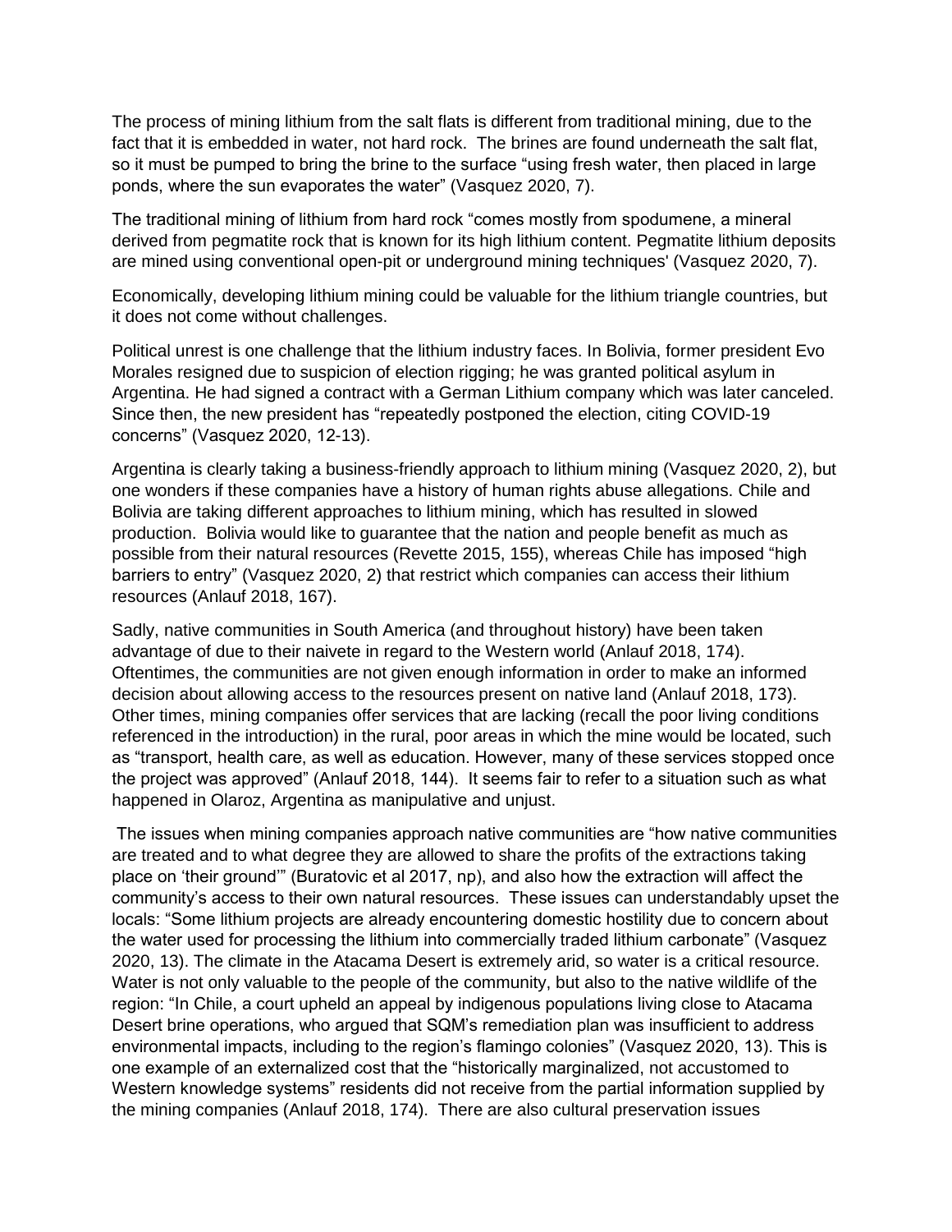The process of mining lithium from the salt flats is different from traditional mining, due to the fact that it is embedded in water, not hard rock. The brines are found underneath the salt flat, so it must be pumped to bring the brine to the surface "using fresh water, then placed in large ponds, where the sun evaporates the water" (Vasquez 2020, 7).

The traditional mining of lithium from hard rock "comes mostly from spodumene, a mineral derived from pegmatite rock that is known for its high lithium content. Pegmatite lithium deposits are mined using conventional open-pit or underground mining techniques' (Vasquez 2020, 7).

Economically, developing lithium mining could be valuable for the lithium triangle countries, but it does not come without challenges.

Political unrest is one challenge that the lithium industry faces. In Bolivia, former president Evo Morales resigned due to suspicion of election rigging; he was granted political asylum in Argentina. He had signed a contract with a German Lithium company which was later canceled. Since then, the new president has "repeatedly postponed the election, citing COVID-19 concerns" (Vasquez 2020, 12-13).

Argentina is clearly taking a business-friendly approach to lithium mining (Vasquez 2020, 2), but one wonders if these companies have a history of human rights abuse allegations. Chile and Bolivia are taking different approaches to lithium mining, which has resulted in slowed production. Bolivia would like to guarantee that the nation and people benefit as much as possible from their natural resources (Revette 2015, 155), whereas Chile has imposed "high barriers to entry" (Vasquez 2020, 2) that restrict which companies can access their lithium resources (Anlauf 2018, 167).

Sadly, native communities in South America (and throughout history) have been taken advantage of due to their naivete in regard to the Western world (Anlauf 2018, 174). Oftentimes, the communities are not given enough information in order to make an informed decision about allowing access to the resources present on native land (Anlauf 2018, 173). Other times, mining companies offer services that are lacking (recall the poor living conditions referenced in the introduction) in the rural, poor areas in which the mine would be located, such as "transport, health care, as well as education. However, many of these services stopped once the project was approved" (Anlauf 2018, 144). It seems fair to refer to a situation such as what happened in Olaroz, Argentina as manipulative and unjust.

The issues when mining companies approach native communities are "how native communities are treated and to what degree they are allowed to share the profits of the extractions taking place on 'their ground'" (Buratovic et al 2017, np), and also how the extraction will affect the community's access to their own natural resources. These issues can understandably upset the locals: "Some lithium projects are already encountering domestic hostility due to concern about the water used for processing the lithium into commercially traded lithium carbonate" (Vasquez 2020, 13). The climate in the Atacama Desert is extremely arid, so water is a critical resource. Water is not only valuable to the people of the community, but also to the native wildlife of the region: "In Chile, a court upheld an appeal by indigenous populations living close to Atacama Desert brine operations, who argued that SQM's remediation plan was insufficient to address environmental impacts, including to the region's flamingo colonies" (Vasquez 2020, 13). This is one example of an externalized cost that the "historically marginalized, not accustomed to Western knowledge systems" residents did not receive from the partial information supplied by the mining companies (Anlauf 2018, 174). There are also cultural preservation issues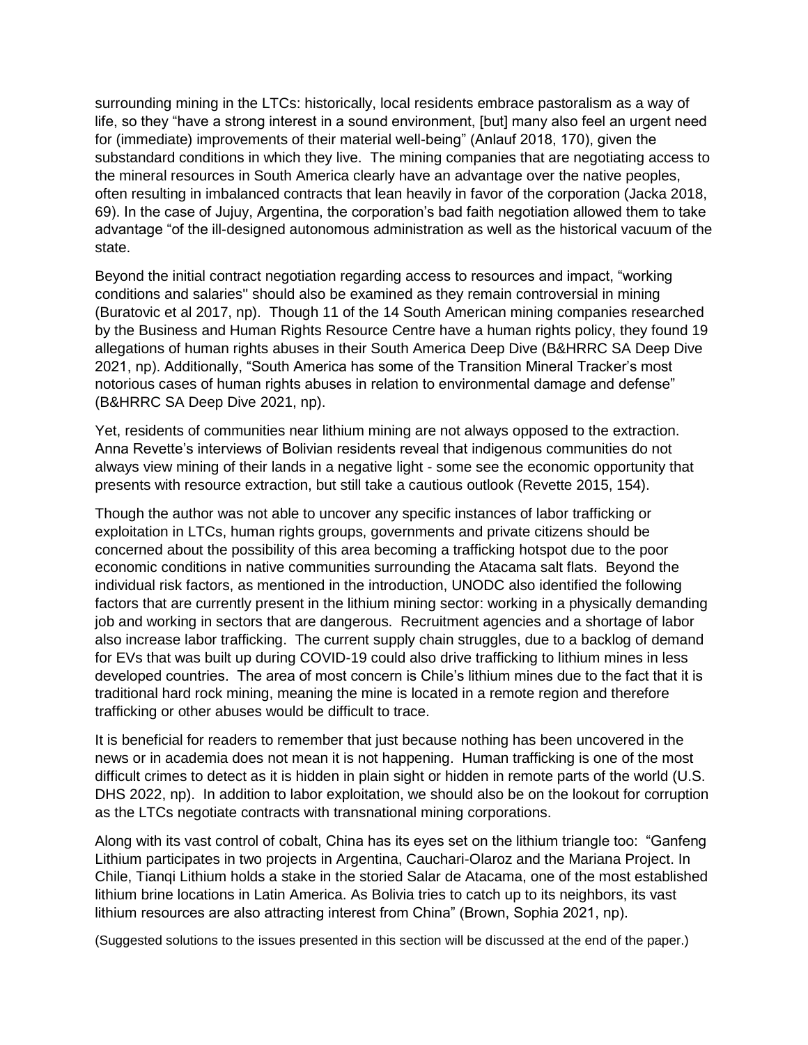surrounding mining in the LTCs: historically, local residents embrace pastoralism as a way of life, so they "have a strong interest in a sound environment, [but] many also feel an urgent need for (immediate) improvements of their material well-being" (Anlauf 2018, 170), given the substandard conditions in which they live. The mining companies that are negotiating access to the mineral resources in South America clearly have an advantage over the native peoples, often resulting in imbalanced contracts that lean heavily in favor of the corporation (Jacka 2018, 69). In the case of Jujuy, Argentina, the corporation's bad faith negotiation allowed them to take advantage "of the ill-designed autonomous administration as well as the historical vacuum of the state.

Beyond the initial contract negotiation regarding access to resources and impact, "working conditions and salaries'' should also be examined as they remain controversial in mining (Buratovic et al 2017, np). Though 11 of the 14 South American mining companies researched by the Business and Human Rights Resource Centre have a human rights policy, they found 19 allegations of human rights abuses in their South America Deep Dive (B&HRRC SA Deep Dive 2021, np). Additionally, "South America has some of the Transition Mineral Tracker's most notorious cases of human rights abuses in relation to environmental damage and defense" (B&HRRC SA Deep Dive 2021, np).

Yet, residents of communities near lithium mining are not always opposed to the extraction. Anna Revette's interviews of Bolivian residents reveal that indigenous communities do not always view mining of their lands in a negative light - some see the economic opportunity that presents with resource extraction, but still take a cautious outlook (Revette 2015, 154).

Though the author was not able to uncover any specific instances of labor trafficking or exploitation in LTCs, human rights groups, governments and private citizens should be concerned about the possibility of this area becoming a trafficking hotspot due to the poor economic conditions in native communities surrounding the Atacama salt flats. Beyond the individual risk factors, as mentioned in the introduction, UNODC also identified the following factors that are currently present in the lithium mining sector: working in a physically demanding job and working in sectors that are dangerous. Recruitment agencies and a shortage of labor also increase labor trafficking. The current supply chain struggles, due to a backlog of demand for EVs that was built up during COVID-19 could also drive trafficking to lithium mines in less developed countries. The area of most concern is Chile's lithium mines due to the fact that it is traditional hard rock mining, meaning the mine is located in a remote region and therefore trafficking or other abuses would be difficult to trace.

It is beneficial for readers to remember that just because nothing has been uncovered in the news or in academia does not mean it is not happening. Human trafficking is one of the most difficult crimes to detect as it is hidden in plain sight or hidden in remote parts of the world (U.S. DHS 2022, np). In addition to labor exploitation, we should also be on the lookout for corruption as the LTCs negotiate contracts with transnational mining corporations.

Along with its vast control of cobalt, China has its eyes set on the lithium triangle too: "Ganfeng Lithium participates in two projects in Argentina, Cauchari-Olaroz and the Mariana Project. In Chile, Tianqi Lithium holds a stake in the storied Salar de Atacama, one of the most established lithium brine locations in Latin America. As Bolivia tries to catch up to its neighbors, its vast lithium resources are also attracting interest from China" (Brown, Sophia 2021, np).

(Suggested solutions to the issues presented in this section will be discussed at the end of the paper.)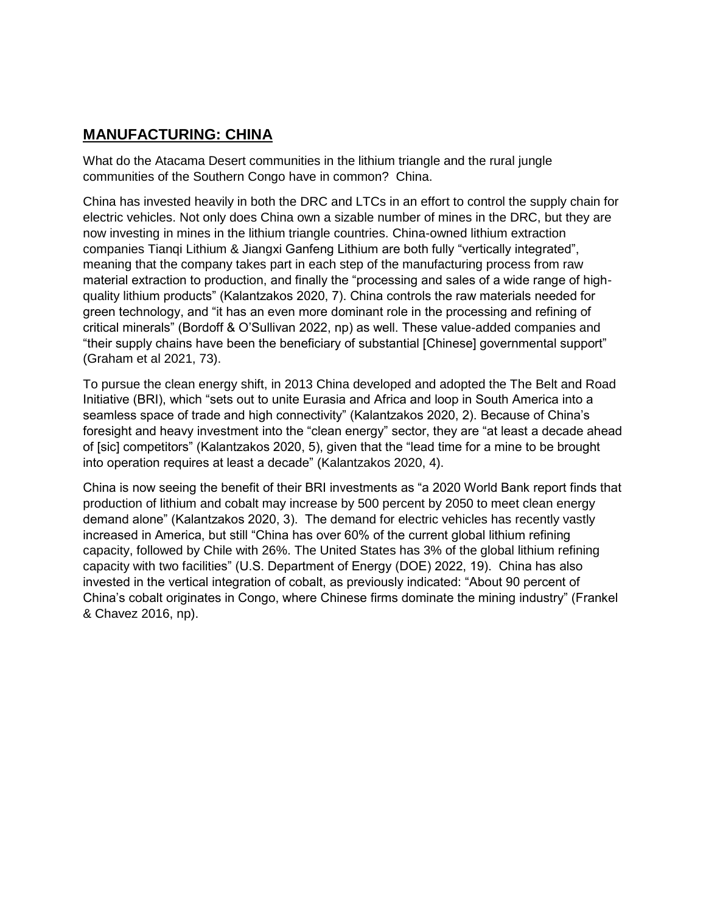## MANUFACTURING: CHINA

What do the Atacama Desert communities in the lithium triangle and the rural jungle communities of the Southern Congo have in common? China.

China has invested heavily in both the DRC and LTCs in an effort to control the supply chain for electric vehicles. Not only does China own a sizable number of mines in the DRC, but they are now investing in mines in the lithium triangle countries. China-owned lithium extraction companies Tianqi Lithium & Jiangxi Ganfeng Lithium are both fully "vertically integrated", meaning that the company takes part in each step of the manufacturing process from raw material extraction to production, and finally the "processing and sales of a wide range of high-quality lithium products" (Kalantzakos 2020, 7). China controls the raw materials needed for green technology, and "it has an even more dominant role in the processing and refining of critical minerals" (Bordoff & O'Sullivan 2022, np) as well. These value-added companies and "their supply chains have been the beneficiary of substantial [Chinese] governmental support" (Graham et al 2021, 73).

To pursue the clean energy shift, in 2013 China developed and adopted the The Belt and Road Initiative (BRI), which "sets out to unite Eurasia and Africa and loop in South America into a seamless space of trade and high connectivity" (Kalantzakos 2020, 2). Because of China's foresight and heavy investment into the "clean energy" sector, they are "at least a decade ahead of [sic] competitors" (Kalantzakos 2020, 5), given that the "lead time for a mine to be brought into operation requires at least a decade" (Kalantzakos 2020, 4).

China is now seeing the benefit of their BRI investments as "a 2020 World Bank report finds that production of lithium and cobalt may increase by 500 percent by 2050 to meet clean energy demand alone" (Kalantzakos 2020, 3). The demand for electric vehicles has recently vastly increased in America, but still "China has over 60% of the current global lithium refining capacity, followed by Chile with 26%. The United States has 3% of the global lithium refining capacity with two facilities" (U.S. Department of Energy (DOE) 2022, 19). China has also invested in the vertical integration of cobalt, as previously indicated: "About 90 percent of China's cobalt originates in Congo, where Chinese firms dominate the mining industry" (Frankel & Chavez 2016, np).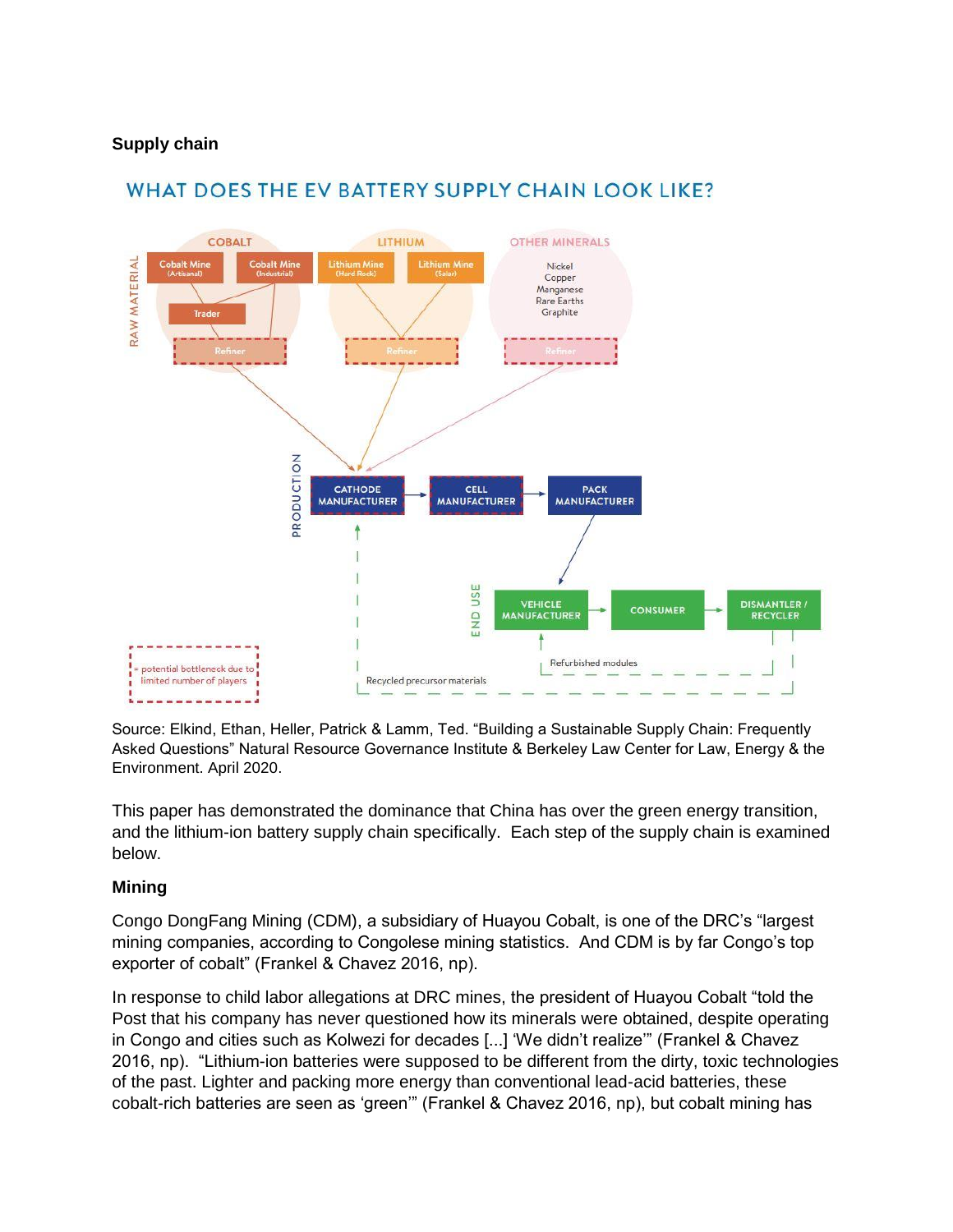**Supply chain**

WHAT DOES THE EV BATTERY SUPPLY CHAIN LOOK LIKE?

RAW MATERIAL

COBALT: Cobalt Mine (Artisanal), Cobalt Mine (Industrial), Trader, Refiner

LITHIUM: Lithium Mine (Hard Rock), Lithium Mine (Salar), Refiner

OTHER MINERALS: Nickel, Copper, Manganese, Rare Earths, Graphite, Refiner

PRODUCTION: CATHODE MANUFACTURER → CELL MANUFACTURER → PACK MANUFACTURER

END USE: VEHICLE MANUFACTURER → CONSUMER → DISMANTLER / RECYCLER

Refurbished modules

Recycled precursor materials

= potential bottleneck due to limited number of players

Source: Elkind, Ethan, Heller, Patrick & Lamm, Ted. "Building a Sustainable Supply Chain: Frequently Asked Questions" Natural Resource Governance Institute & Berkeley Law Center for Law, Energy & the Environment. April 2020.

This paper has demonstrated the dominance that China has over the green energy transition, and the lithium-ion battery supply chain specifically. Each step of the supply chain is examined below.

**Mining**

Congo DongFang Mining (CDM), a subsidiary of Huayou Cobalt, is one of the DRC's "largest mining companies, according to Congolese mining statistics. And CDM is by far Congo's top exporter of cobalt" (Frankel & Chavez 2016, np).

In response to child labor allegations at DRC mines, the president of Huayou Cobalt "told the Post that his company has never questioned how its minerals were obtained, despite operating in Congo and cities such as Kolwezi for decades [...] 'We didn't realize'" (Frankel & Chavez 2016, np). "Lithium-ion batteries were supposed to be different from the dirty, toxic technologies of the past. Lighter and packing more energy than conventional lead-acid batteries, these cobalt-rich batteries are seen as 'green'" (Frankel & Chavez 2016, np), but cobalt mining has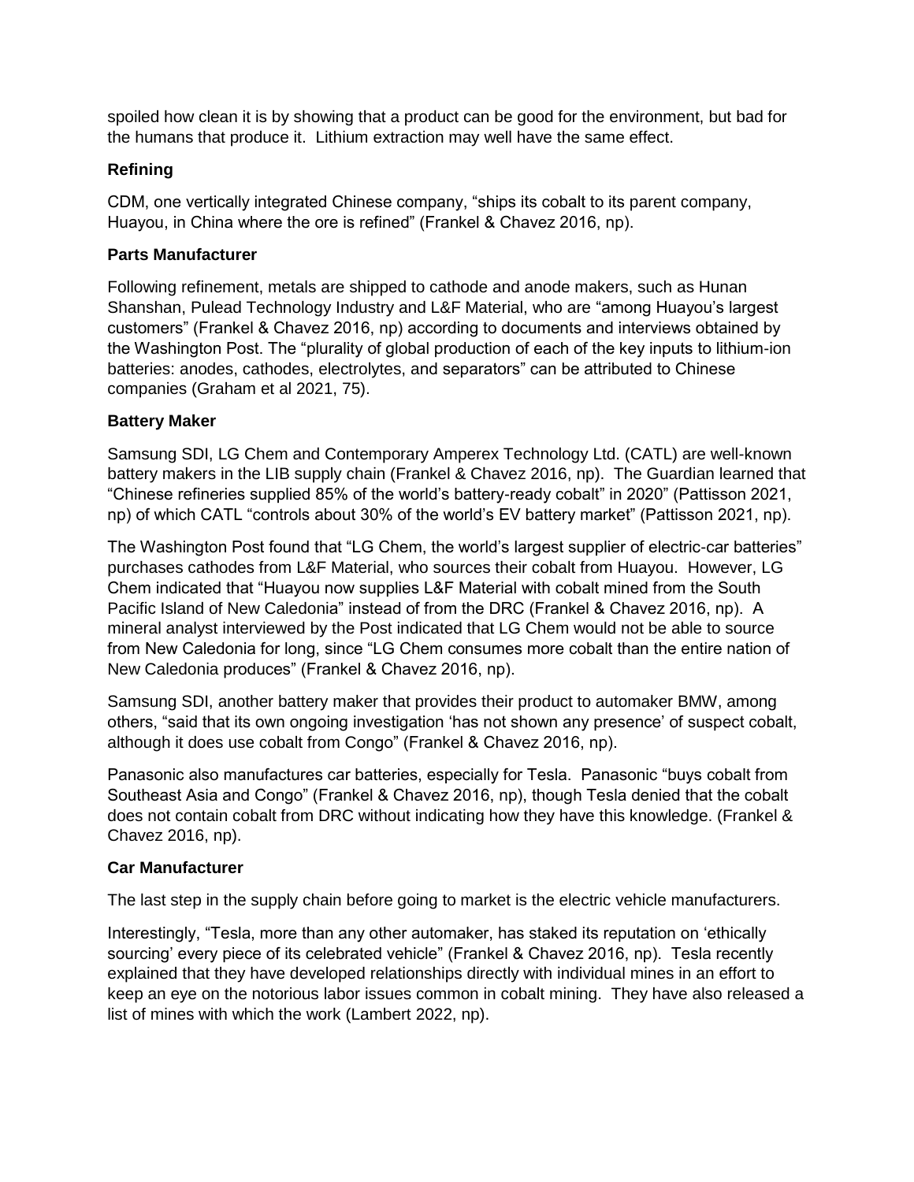spoiled how clean it is by showing that a product can be good for the environment, but bad for the humans that produce it. Lithium extraction may well have the same effect.

### Refining

CDM, one vertically integrated Chinese company, "ships its cobalt to its parent company, Huayou, in China where the ore is refined" (Frankel & Chavez 2016, np).

### Parts Manufacturer

Following refinement, metals are shipped to cathode and anode makers, such as Hunan Shanshan, Pulead Technology Industry and L&F Material, who are "among Huayou's largest customers" (Frankel & Chavez 2016, np) according to documents and interviews obtained by the Washington Post. The "plurality of global production of each of the key inputs to lithium-ion batteries: anodes, cathodes, electrolytes, and separators" can be attributed to Chinese companies (Graham et al 2021, 75).

### Battery Maker

Samsung SDI, LG Chem and Contemporary Amperex Technology Ltd. (CATL) are well-known battery makers in the LIB supply chain (Frankel & Chavez 2016, np). The Guardian learned that "Chinese refineries supplied 85% of the world's battery-ready cobalt" in 2020" (Pattisson 2021, np) of which CATL "controls about 30% of the world's EV battery market" (Pattisson 2021, np).

The Washington Post found that "LG Chem, the world's largest supplier of electric-car batteries" purchases cathodes from L&F Material, who sources their cobalt from Huayou. However, LG Chem indicated that "Huayou now supplies L&F Material with cobalt mined from the South Pacific Island of New Caledonia" instead of from the DRC (Frankel & Chavez 2016, np). A mineral analyst interviewed by the Post indicated that LG Chem would not be able to source from New Caledonia for long, since "LG Chem consumes more cobalt than the entire nation of New Caledonia produces" (Frankel & Chavez 2016, np).

Samsung SDI, another battery maker that provides their product to automaker BMW, among others, "said that its own ongoing investigation 'has not shown any presence' of suspect cobalt, although it does use cobalt from Congo" (Frankel & Chavez 2016, np).

Panasonic also manufactures car batteries, especially for Tesla. Panasonic "buys cobalt from Southeast Asia and Congo" (Frankel & Chavez 2016, np), though Tesla denied that the cobalt does not contain cobalt from DRC without indicating how they have this knowledge. (Frankel & Chavez 2016, np).

### Car Manufacturer

The last step in the supply chain before going to market is the electric vehicle manufacturers.

Interestingly, "Tesla, more than any other automaker, has staked its reputation on 'ethically sourcing' every piece of its celebrated vehicle" (Frankel & Chavez 2016, np). Tesla recently explained that they have developed relationships directly with individual mines in an effort to keep an eye on the notorious labor issues common in cobalt mining. They have also released a list of mines with which the work (Lambert 2022, np).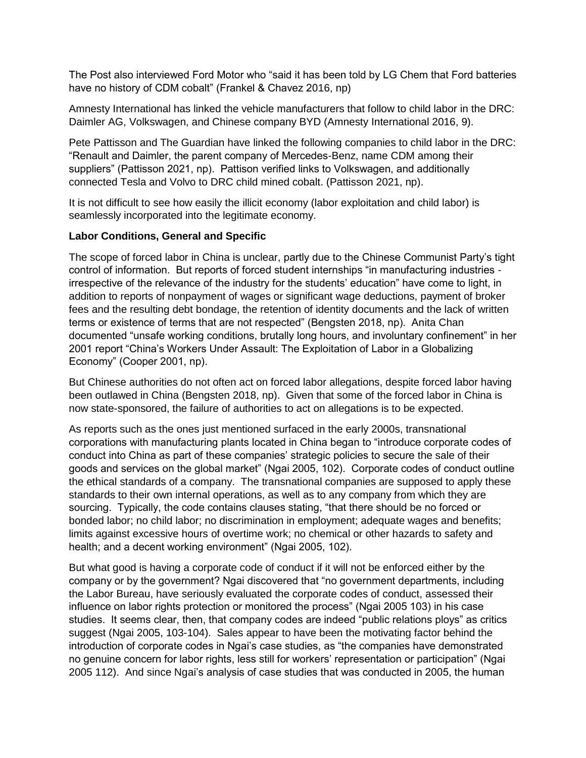The Post also interviewed Ford Motor who "said it has been told by LG Chem that Ford batteries have no history of CDM cobalt" (Frankel & Chavez 2016, np)

Amnesty International has linked the vehicle manufacturers that follow to child labor in the DRC: Daimler AG, Volkswagen, and Chinese company BYD (Amnesty International 2016, 9).

Pete Pattisson and The Guardian have linked the following companies to child labor in the DRC: "Renault and Daimler, the parent company of Mercedes-Benz, name CDM among their suppliers" (Pattisson 2021, np). Pattison verified links to Volkswagen, and additionally connected Tesla and Volvo to DRC child mined cobalt. (Pattisson 2021, np).

It is not difficult to see how easily the illicit economy (labor exploitation and child labor) is seamlessly incorporated into the legitimate economy.

**Labor Conditions, General and Specific**

The scope of forced labor in China is unclear, partly due to the Chinese Communist Party's tight control of information. But reports of forced student internships "in manufacturing industries - irrespective of the relevance of the industry for the students' education" have come to light, in addition to reports of nonpayment of wages or significant wage deductions, payment of broker fees and the resulting debt bondage, the retention of identity documents and the lack of written terms or existence of terms that are not respected" (Bengsten 2018, np). Anita Chan documented "unsafe working conditions, brutally long hours, and involuntary confinement" in her 2001 report "China's Workers Under Assault: The Exploitation of Labor in a Globalizing Economy" (Cooper 2001, np).

But Chinese authorities do not often act on forced labor allegations, despite forced labor having been outlawed in China (Bengsten 2018, np). Given that some of the forced labor in China is now state-sponsored, the failure of authorities to act on allegations is to be expected.

As reports such as the ones just mentioned surfaced in the early 2000s, transnational corporations with manufacturing plants located in China began to "introduce corporate codes of conduct into China as part of these companies' strategic policies to secure the sale of their goods and services on the global market" (Ngai 2005, 102). Corporate codes of conduct outline the ethical standards of a company. The transnational companies are supposed to apply these standards to their own internal operations, as well as to any company from which they are sourcing. Typically, the code contains clauses stating, "that there should be no forced or bonded labor; no child labor; no discrimination in employment; adequate wages and benefits; limits against excessive hours of overtime work; no chemical or other hazards to safety and health; and a decent working environment" (Ngai 2005, 102).

But what good is having a corporate code of conduct if it will not be enforced either by the company or by the government? Ngai discovered that "no government departments, including the Labor Bureau, have seriously evaluated the corporate codes of conduct, assessed their influence on labor rights protection or monitored the process" (Ngai 2005 103) in his case studies. It seems clear, then, that company codes are indeed "public relations ploys" as critics suggest (Ngai 2005, 103-104). Sales appear to have been the motivating factor behind the introduction of corporate codes in Ngai's case studies, as "the companies have demonstrated no genuine concern for labor rights, less still for workers' representation or participation" (Ngai 2005 112). And since Ngai's analysis of case studies that was conducted in 2005, the human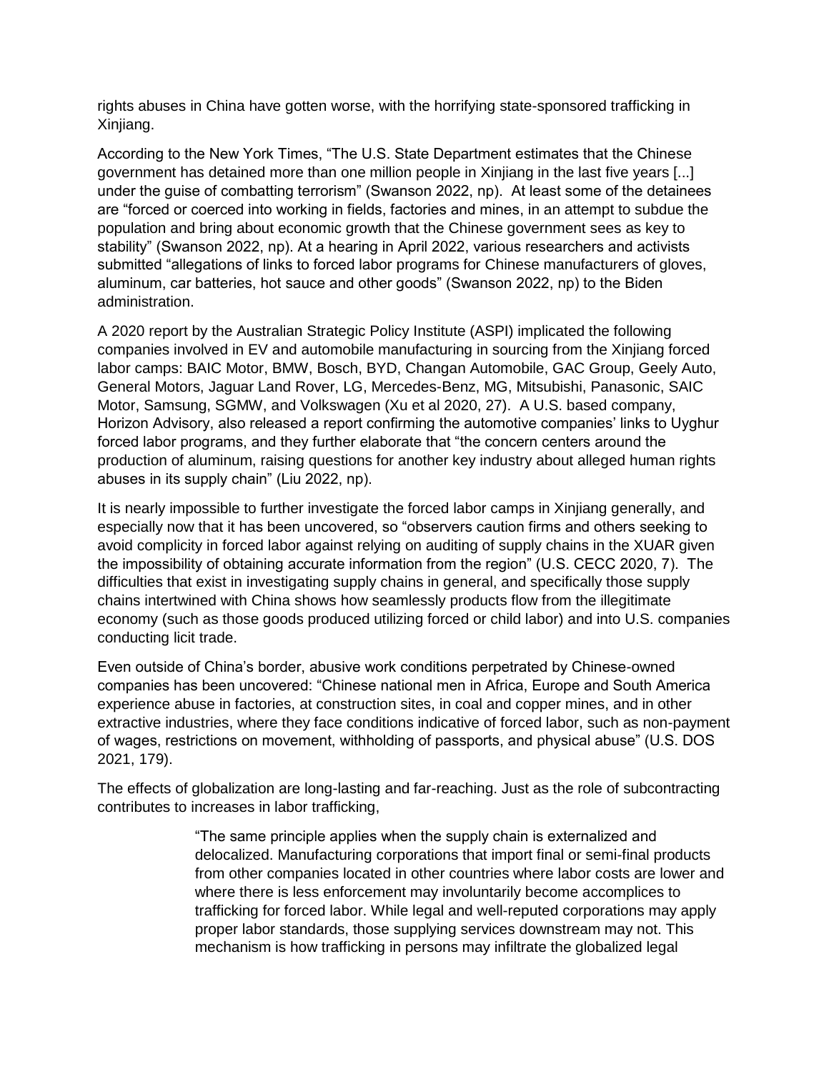rights abuses in China have gotten worse, with the horrifying state-sponsored trafficking in Xinjiang.

According to the New York Times, "The U.S. State Department estimates that the Chinese government has detained more than one million people in Xinjiang in the last five years [...] under the guise of combatting terrorism" (Swanson 2022, np). At least some of the detainees are "forced or coerced into working in fields, factories and mines, in an attempt to subdue the population and bring about economic growth that the Chinese government sees as key to stability" (Swanson 2022, np). At a hearing in April 2022, various researchers and activists submitted "allegations of links to forced labor programs for Chinese manufacturers of gloves, aluminum, car batteries, hot sauce and other goods" (Swanson 2022, np) to the Biden administration.

A 2020 report by the Australian Strategic Policy Institute (ASPI) implicated the following companies involved in EV and automobile manufacturing in sourcing from the Xinjiang forced labor camps: BAIC Motor, BMW, Bosch, BYD, Changan Automobile, GAC Group, Geely Auto, General Motors, Jaguar Land Rover, LG, Mercedes-Benz, MG, Mitsubishi, Panasonic, SAIC Motor, Samsung, SGMW, and Volkswagen (Xu et al 2020, 27). A U.S. based company, Horizon Advisory, also released a report confirming the automotive companies' links to Uyghur forced labor programs, and they further elaborate that "the concern centers around the production of aluminum, raising questions for another key industry about alleged human rights abuses in its supply chain" (Liu 2022, np).

It is nearly impossible to further investigate the forced labor camps in Xinjiang generally, and especially now that it has been uncovered, so "observers caution firms and others seeking to avoid complicity in forced labor against relying on auditing of supply chains in the XUAR given the impossibility of obtaining accurate information from the region" (U.S. CECC 2020, 7). The difficulties that exist in investigating supply chains in general, and specifically those supply chains intertwined with China shows how seamlessly products flow from the illegitimate economy (such as those goods produced utilizing forced or child labor) and into U.S. companies conducting licit trade.

Even outside of China's border, abusive work conditions perpetrated by Chinese-owned companies has been uncovered: "Chinese national men in Africa, Europe and South America experience abuse in factories, at construction sites, in coal and copper mines, and in other extractive industries, where they face conditions indicative of forced labor, such as non-payment of wages, restrictions on movement, withholding of passports, and physical abuse" (U.S. DOS 2021, 179).

The effects of globalization are long-lasting and far-reaching. Just as the role of subcontracting contributes to increases in labor trafficking,

> "The same principle applies when the supply chain is externalized and delocalized. Manufacturing corporations that import final or semi-final products from other companies located in other countries where labor costs are lower and where there is less enforcement may involuntarily become accomplices to trafficking for forced labor. While legal and well-reputed corporations may apply proper labor standards, those supplying services downstream may not. This mechanism is how trafficking in persons may infiltrate the globalized legal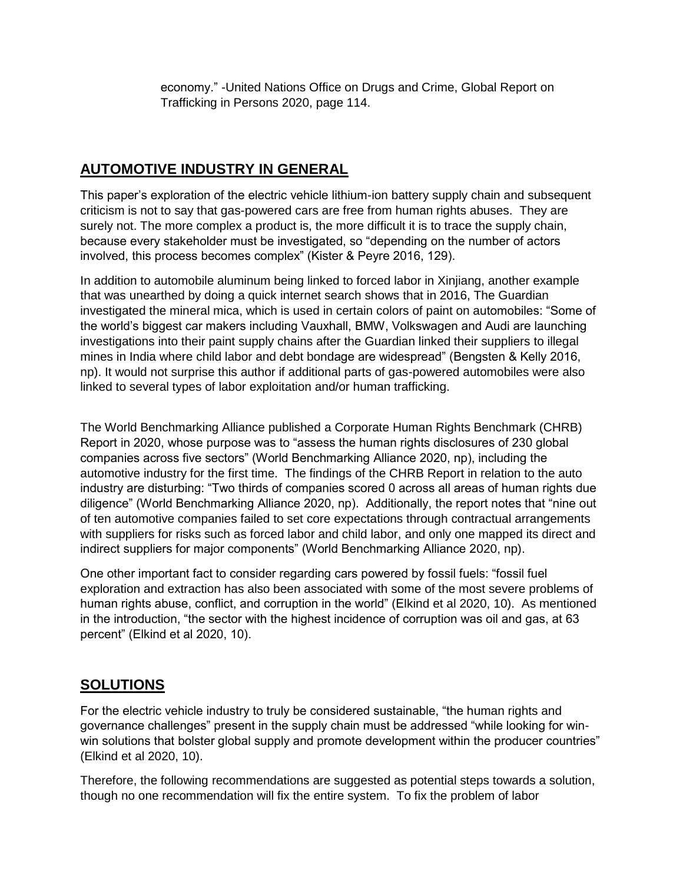economy." -United Nations Office on Drugs and Crime, Global Report on Trafficking in Persons 2020, page 114.

## AUTOMOTIVE INDUSTRY IN GENERAL

This paper's exploration of the electric vehicle lithium-ion battery supply chain and subsequent criticism is not to say that gas-powered cars are free from human rights abuses. They are surely not. The more complex a product is, the more difficult it is to trace the supply chain, because every stakeholder must be investigated, so "depending on the number of actors involved, this process becomes complex" (Kister & Peyre 2016, 129).

In addition to automobile aluminum being linked to forced labor in Xinjiang, another example that was unearthed by doing a quick internet search shows that in 2016, The Guardian investigated the mineral mica, which is used in certain colors of paint on automobiles: "Some of the world's biggest car makers including Vauxhall, BMW, Volkswagen and Audi are launching investigations into their paint supply chains after the Guardian linked their suppliers to illegal mines in India where child labor and debt bondage are widespread" (Bengsten & Kelly 2016, np). It would not surprise this author if additional parts of gas-powered automobiles were also linked to several types of labor exploitation and/or human trafficking.

The World Benchmarking Alliance published a Corporate Human Rights Benchmark (CHRB) Report in 2020, whose purpose was to "assess the human rights disclosures of 230 global companies across five sectors" (World Benchmarking Alliance 2020, np), including the automotive industry for the first time. The findings of the CHRB Report in relation to the auto industry are disturbing: "Two thirds of companies scored 0 across all areas of human rights due diligence" (World Benchmarking Alliance 2020, np). Additionally, the report notes that "nine out of ten automotive companies failed to set core expectations through contractual arrangements with suppliers for risks such as forced labor and child labor, and only one mapped its direct and indirect suppliers for major components" (World Benchmarking Alliance 2020, np).

One other important fact to consider regarding cars powered by fossil fuels: "fossil fuel exploration and extraction has also been associated with some of the most severe problems of human rights abuse, conflict, and corruption in the world" (Elkind et al 2020, 10). As mentioned in the introduction, "the sector with the highest incidence of corruption was oil and gas, at 63 percent" (Elkind et al 2020, 10).

## SOLUTIONS

For the electric vehicle industry to truly be considered sustainable, "the human rights and governance challenges" present in the supply chain must be addressed "while looking for win-win solutions that bolster global supply and promote development within the producer countries" (Elkind et al 2020, 10).

Therefore, the following recommendations are suggested as potential steps towards a solution, though no one recommendation will fix the entire system. To fix the problem of labor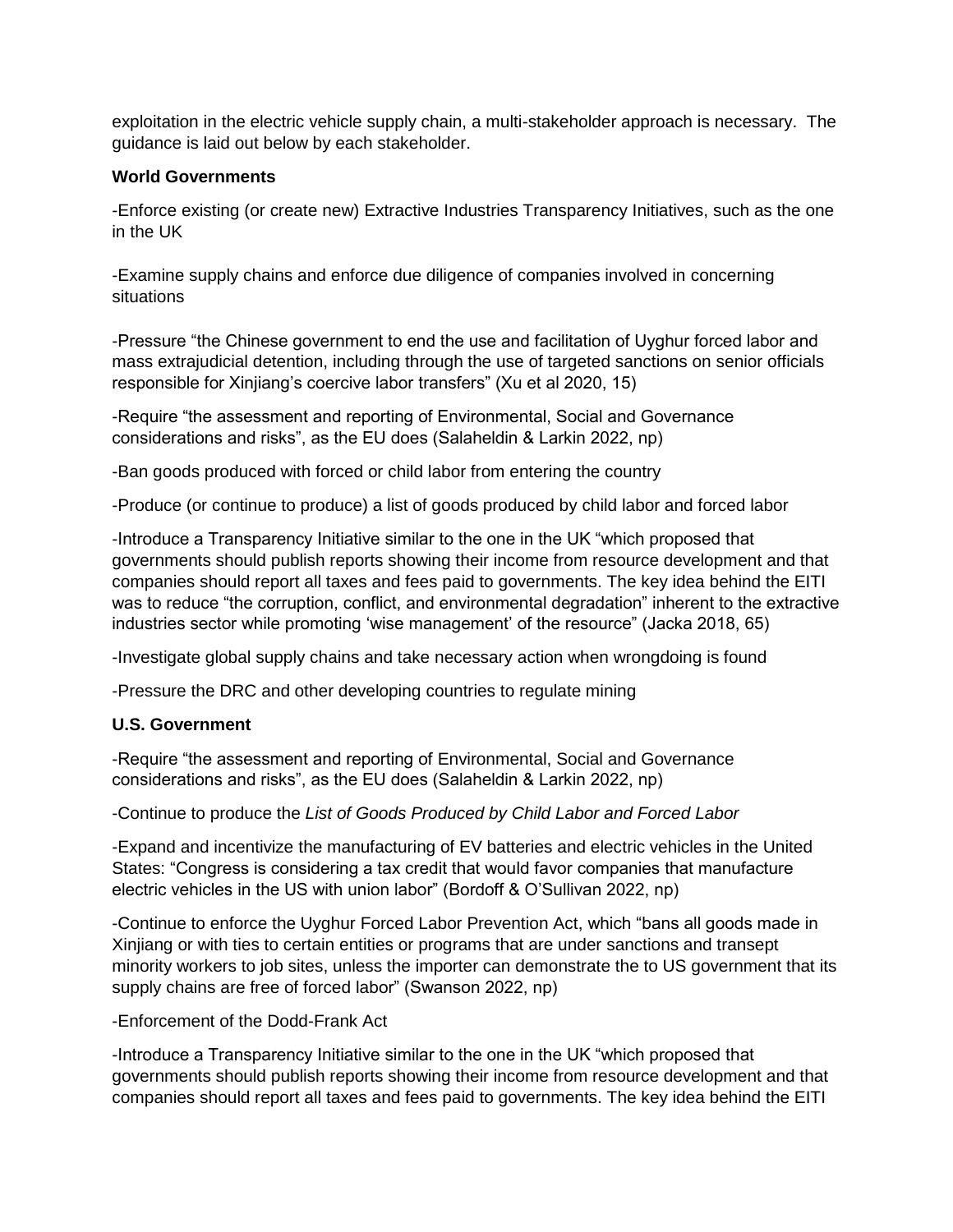exploitation in the electric vehicle supply chain, a multi-stakeholder approach is necessary. The guidance is laid out below by each stakeholder.

**World Governments**

-Enforce existing (or create new) Extractive Industries Transparency Initiatives, such as the one in the UK

-Examine supply chains and enforce due diligence of companies involved in concerning situations

-Pressure "the Chinese government to end the use and facilitation of Uyghur forced labor and mass extrajudicial detention, including through the use of targeted sanctions on senior officials responsible for Xinjiang's coercive labor transfers" (Xu et al 2020, 15)

-Require "the assessment and reporting of Environmental, Social and Governance considerations and risks", as the EU does (Salaheldin & Larkin 2022, np)

-Ban goods produced with forced or child labor from entering the country

-Produce (or continue to produce) a list of goods produced by child labor and forced labor

-Introduce a Transparency Initiative similar to the one in the UK "which proposed that governments should publish reports showing their income from resource development and that companies should report all taxes and fees paid to governments. The key idea behind the EITI was to reduce "the corruption, conflict, and environmental degradation" inherent to the extractive industries sector while promoting 'wise management' of the resource" (Jacka 2018, 65)

-Investigate global supply chains and take necessary action when wrongdoing is found

-Pressure the DRC and other developing countries to regulate mining

**U.S. Government**

-Require "the assessment and reporting of Environmental, Social and Governance considerations and risks", as the EU does (Salaheldin & Larkin 2022, np)

-Continue to produce the *List of Goods Produced by Child Labor and Forced Labor*

-Expand and incentivize the manufacturing of EV batteries and electric vehicles in the United States: "Congress is considering a tax credit that would favor companies that manufacture electric vehicles in the US with union labor" (Bordoff & O'Sullivan 2022, np)

-Continue to enforce the Uyghur Forced Labor Prevention Act, which "bans all goods made in Xinjiang or with ties to certain entities or programs that are under sanctions and transept minority workers to job sites, unless the importer can demonstrate the to US government that its supply chains are free of forced labor" (Swanson 2022, np)

-Enforcement of the Dodd-Frank Act

-Introduce a Transparency Initiative similar to the one in the UK "which proposed that governments should publish reports showing their income from resource development and that companies should report all taxes and fees paid to governments. The key idea behind the EITI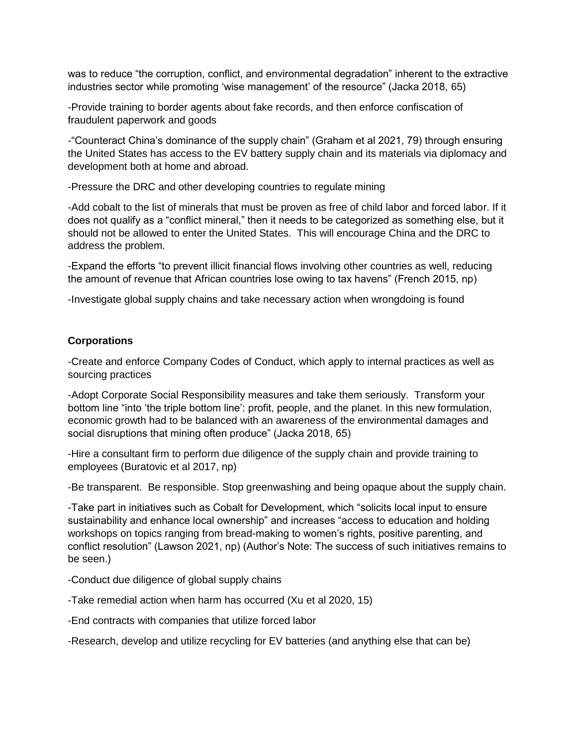was to reduce "the corruption, conflict, and environmental degradation" inherent to the extractive industries sector while promoting 'wise management' of the resource" (Jacka 2018, 65)

-Provide training to border agents about fake records, and then enforce confiscation of fraudulent paperwork and goods

-"Counteract China's dominance of the supply chain" (Graham et al 2021, 79) through ensuring the United States has access to the EV battery supply chain and its materials via diplomacy and development both at home and abroad.

-Pressure the DRC and other developing countries to regulate mining

-Add cobalt to the list of minerals that must be proven as free of child labor and forced labor. If it does not qualify as a "conflict mineral," then it needs to be categorized as something else, but it should not be allowed to enter the United States. This will encourage China and the DRC to address the problem.

-Expand the efforts "to prevent illicit financial flows involving other countries as well, reducing the amount of revenue that African countries lose owing to tax havens" (French 2015, np)

-Investigate global supply chains and take necessary action when wrongdoing is found

**Corporations**

-Create and enforce Company Codes of Conduct, which apply to internal practices as well as sourcing practices

-Adopt Corporate Social Responsibility measures and take them seriously. Transform your bottom line "into 'the triple bottom line': profit, people, and the planet. In this new formulation, economic growth had to be balanced with an awareness of the environmental damages and social disruptions that mining often produce" (Jacka 2018, 65)

-Hire a consultant firm to perform due diligence of the supply chain and provide training to employees (Buratovic et al 2017, np)

-Be transparent. Be responsible. Stop greenwashing and being opaque about the supply chain.

-Take part in initiatives such as Cobalt for Development, which "solicits local input to ensure sustainability and enhance local ownership" and increases "access to education and holding workshops on topics ranging from bread-making to women's rights, positive parenting, and conflict resolution" (Lawson 2021, np) (Author's Note: The success of such initiatives remains to be seen.)

-Conduct due diligence of global supply chains

-Take remedial action when harm has occurred (Xu et al 2020, 15)

-End contracts with companies that utilize forced labor

-Research, develop and utilize recycling for EV batteries (and anything else that can be)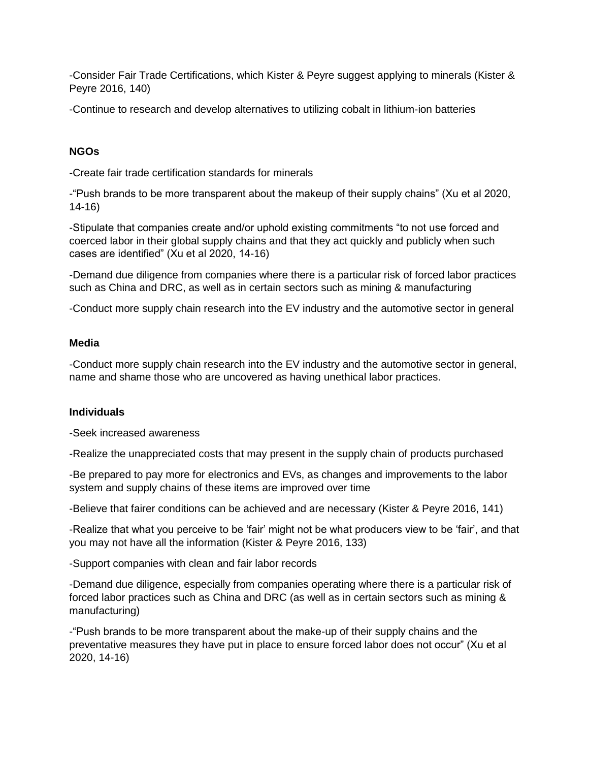-Consider Fair Trade Certifications, which Kister & Peyre suggest applying to minerals (Kister & Peyre 2016, 140)

-Continue to research and develop alternatives to utilizing cobalt in lithium-ion batteries

**NGOs**

-Create fair trade certification standards for minerals

-“Push brands to be more transparent about the makeup of their supply chains” (Xu et al 2020, 14-16)

-Stipulate that companies create and/or uphold existing commitments “to not use forced and coerced labor in their global supply chains and that they act quickly and publicly when such cases are identified” (Xu et al 2020, 14-16)

-Demand due diligence from companies where there is a particular risk of forced labor practices such as China and DRC, as well as in certain sectors such as mining & manufacturing

-Conduct more supply chain research into the EV industry and the automotive sector in general

**Media**

-Conduct more supply chain research into the EV industry and the automotive sector in general, name and shame those who are uncovered as having unethical labor practices.

**Individuals**

-Seek increased awareness

-Realize the unappreciated costs that may present in the supply chain of products purchased

-Be prepared to pay more for electronics and EVs, as changes and improvements to the labor system and supply chains of these items are improved over time

-Believe that fairer conditions can be achieved and are necessary (Kister & Peyre 2016, 141)

-Realize that what you perceive to be ‘fair’ might not be what producers view to be ‘fair’, and that you may not have all the information (Kister & Peyre 2016, 133)

-Support companies with clean and fair labor records

-Demand due diligence, especially from companies operating where there is a particular risk of forced labor practices such as China and DRC (as well as in certain sectors such as mining & manufacturing)

-“Push brands to be more transparent about the make-up of their supply chains and the preventative measures they have put in place to ensure forced labor does not occur” (Xu et al 2020, 14-16)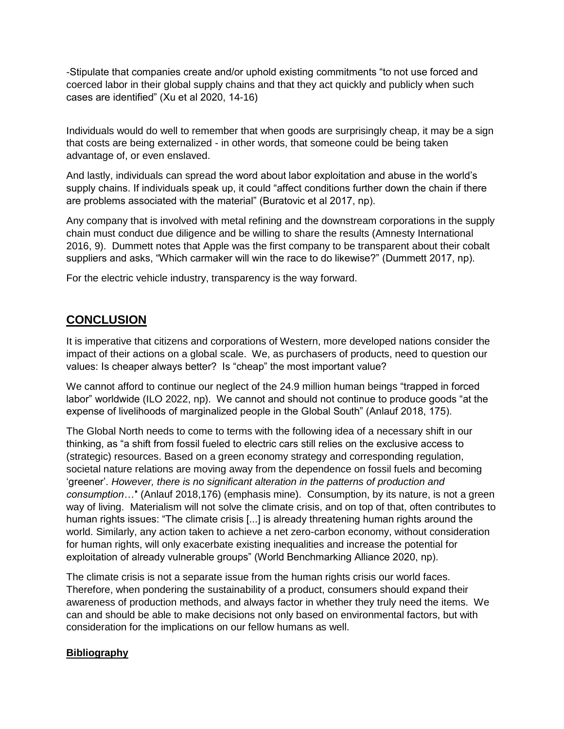-Stipulate that companies create and/or uphold existing commitments "to not use forced and coerced labor in their global supply chains and that they act quickly and publicly when such cases are identified" (Xu et al 2020, 14-16)

Individuals would do well to remember that when goods are surprisingly cheap, it may be a sign that costs are being externalized - in other words, that someone could be being taken advantage of, or even enslaved.

And lastly, individuals can spread the word about labor exploitation and abuse in the world's supply chains. If individuals speak up, it could "affect conditions further down the chain if there are problems associated with the material" (Buratovic et al 2017, np).

Any company that is involved with metal refining and the downstream corporations in the supply chain must conduct due diligence and be willing to share the results (Amnesty International 2016, 9). Dummett notes that Apple was the first company to be transparent about their cobalt suppliers and asks, "Which carmaker will win the race to do likewise?" (Dummett 2017, np).

For the electric vehicle industry, transparency is the way forward.

## **CONCLUSION**

It is imperative that citizens and corporations of Western, more developed nations consider the impact of their actions on a global scale. We, as purchasers of products, need to question our values: Is cheaper always better? Is "cheap" the most important value?

We cannot afford to continue our neglect of the 24.9 million human beings "trapped in forced labor" worldwide (ILO 2022, np). We cannot and should not continue to produce goods "at the expense of livelihoods of marginalized people in the Global South" (Anlauf 2018, 175).

The Global North needs to come to terms with the following idea of a necessary shift in our thinking, as "a shift from fossil fueled to electric cars still relies on the exclusive access to (strategic) resources. Based on a green economy strategy and corresponding regulation, societal nature relations are moving away from the dependence on fossil fuels and becoming 'greener'. *However, there is no significant alteration in the patterns of production and consumption…*" (Anlauf 2018,176) (emphasis mine). Consumption, by its nature, is not a green way of living. Materialism will not solve the climate crisis, and on top of that, often contributes to human rights issues: "The climate crisis [...] is already threatening human rights around the world. Similarly, any action taken to achieve a net zero-carbon economy, without consideration for human rights, will only exacerbate existing inequalities and increase the potential for exploitation of already vulnerable groups" (World Benchmarking Alliance 2020, np).

The climate crisis is not a separate issue from the human rights crisis our world faces. Therefore, when pondering the sustainability of a product, consumers should expand their awareness of production methods, and always factor in whether they truly need the items. We can and should be able to make decisions not only based on environmental factors, but with consideration for the implications on our fellow humans as well.

### **Bibliography**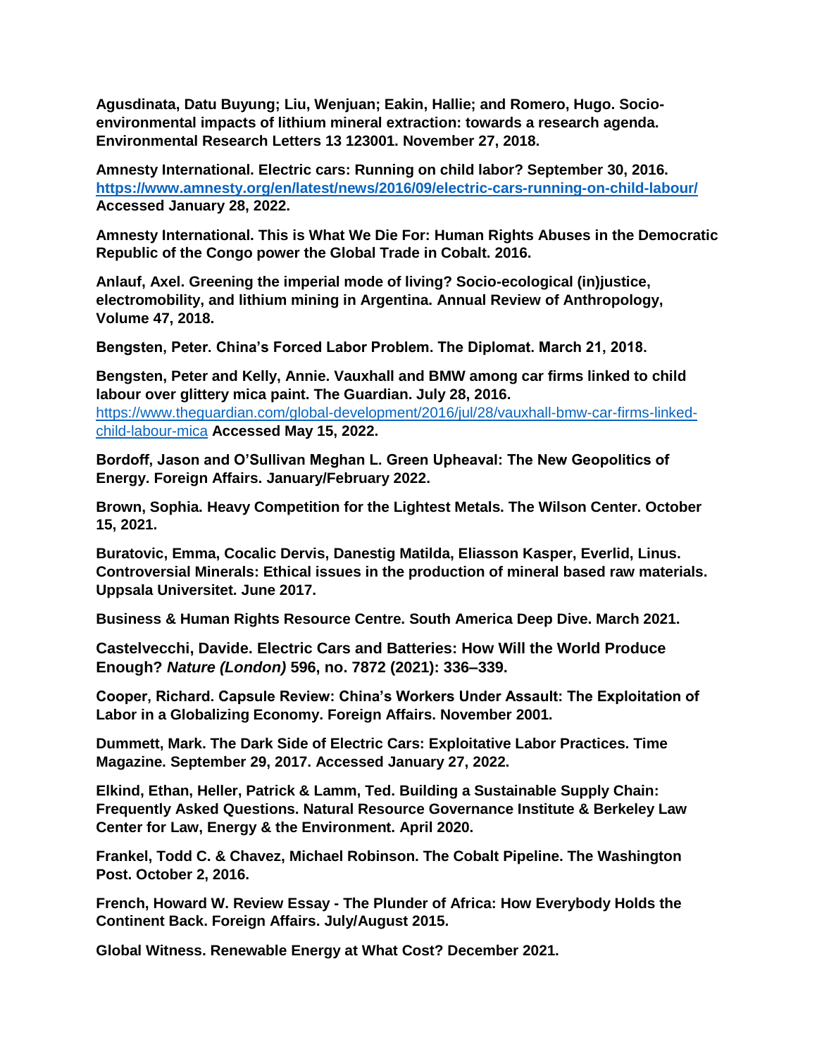**Agusdinata, Datu Buyung; Liu, Wenjuan; Eakin, Hallie; and Romero, Hugo. Socio-environmental impacts of lithium mineral extraction: towards a research agenda. Environmental Research Letters 13 123001. November 27, 2018.**

**Amnesty International. Electric cars: Running on child labor? September 30, 2016. https://www.amnesty.org/en/latest/news/2016/09/electric-cars-running-on-child-labour/ Accessed January 28, 2022.**

**Amnesty International. This is What We Die For: Human Rights Abuses in the Democratic Republic of the Congo power the Global Trade in Cobalt. 2016.**

**Anlauf, Axel. Greening the imperial mode of living? Socio-ecological (in)justice, electromobility, and lithium mining in Argentina. Annual Review of Anthropology, Volume 47, 2018.**

**Bengsten, Peter. China's Forced Labor Problem. The Diplomat. March 21, 2018.**

**Bengsten, Peter and Kelly, Annie. Vauxhall and BMW among car firms linked to child labour over glittery mica paint. The Guardian. July 28, 2016.** https://www.theguardian.com/global-development/2016/jul/28/vauxhall-bmw-car-firms-linked-child-labour-mica **Accessed May 15, 2022.**

**Bordoff, Jason and O'Sullivan Meghan L. Green Upheaval: The New Geopolitics of Energy. Foreign Affairs. January/February 2022.**

**Brown, Sophia. Heavy Competition for the Lightest Metals. The Wilson Center. October 15, 2021.**

**Buratovic, Emma, Cocalic Dervis, Danestig Matilda, Eliasson Kasper, Everlid, Linus. Controversial Minerals: Ethical issues in the production of mineral based raw materials. Uppsala Universitet. June 2017.**

**Business & Human Rights Resource Centre. South America Deep Dive. March 2021.**

**Castelvecchi, Davide. Electric Cars and Batteries: How Will the World Produce Enough? *Nature (London)* 596, no. 7872 (2021): 336–339.**

**Cooper, Richard. Capsule Review: China's Workers Under Assault: The Exploitation of Labor in a Globalizing Economy. Foreign Affairs. November 2001.**

**Dummett, Mark. The Dark Side of Electric Cars: Exploitative Labor Practices. Time Magazine. September 29, 2017. Accessed January 27, 2022.**

**Elkind, Ethan, Heller, Patrick & Lamm, Ted. Building a Sustainable Supply Chain: Frequently Asked Questions. Natural Resource Governance Institute & Berkeley Law Center for Law, Energy & the Environment. April 2020.**

**Frankel, Todd C. & Chavez, Michael Robinson. The Cobalt Pipeline. The Washington Post. October 2, 2016.**

**French, Howard W. Review Essay - The Plunder of Africa: How Everybody Holds the Continent Back. Foreign Affairs. July/August 2015.**

**Global Witness. Renewable Energy at What Cost? December 2021.**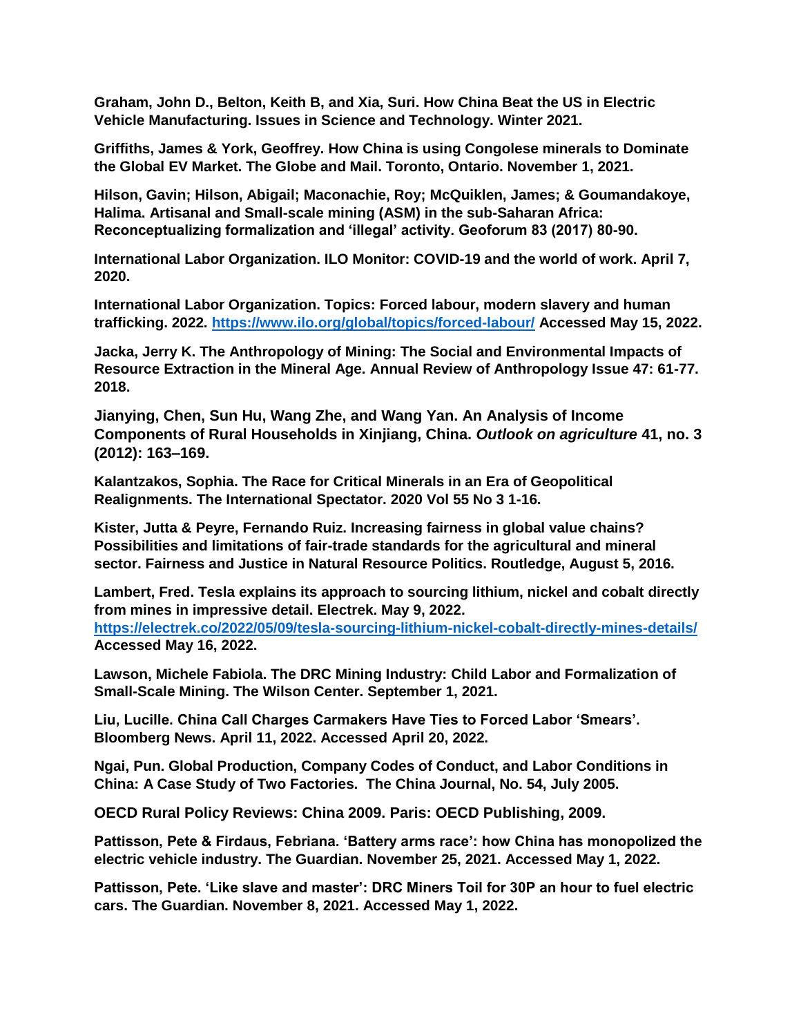**Graham, John D., Belton, Keith B, and Xia, Suri. How China Beat the US in Electric Vehicle Manufacturing. Issues in Science and Technology. Winter 2021.**

**Griffiths, James & York, Geoffrey. How China is using Congolese minerals to Dominate the Global EV Market. The Globe and Mail. Toronto, Ontario. November 1, 2021.**

**Hilson, Gavin; Hilson, Abigail; Maconachie, Roy; McQuiklen, James; & Goumandakoye, Halima. Artisanal and Small-scale mining (ASM) in the sub-Saharan Africa: Reconceptualizing formalization and 'illegal' activity. Geoforum 83 (2017) 80-90.**

**International Labor Organization. ILO Monitor: COVID-19 and the world of work. April 7, 2020.**

**International Labor Organization. Topics: Forced labour, modern slavery and human trafficking. 2022. https://www.ilo.org/global/topics/forced-labour/ Accessed May 15, 2022.**

**Jacka, Jerry K. The Anthropology of Mining: The Social and Environmental Impacts of Resource Extraction in the Mineral Age. Annual Review of Anthropology Issue 47: 61-77. 2018.**

**Jianying, Chen, Sun Hu, Wang Zhe, and Wang Yan. An Analysis of Income Components of Rural Households in Xinjiang, China. *Outlook on agriculture* 41, no. 3 (2012): 163–169.**

**Kalantzakos, Sophia. The Race for Critical Minerals in an Era of Geopolitical Realignments. The International Spectator. 2020 Vol 55 No 3 1-16.**

**Kister, Jutta & Peyre, Fernando Ruiz. Increasing fairness in global value chains? Possibilities and limitations of fair-trade standards for the agricultural and mineral sector. Fairness and Justice in Natural Resource Politics. Routledge, August 5, 2016.**

**Lambert, Fred. Tesla explains its approach to sourcing lithium, nickel and cobalt directly from mines in impressive detail. Electrek. May 9, 2022. https://electrek.co/2022/05/09/tesla-sourcing-lithium-nickel-cobalt-directly-mines-details/ Accessed May 16, 2022.**

**Lawson, Michele Fabiola. The DRC Mining Industry: Child Labor and Formalization of Small-Scale Mining. The Wilson Center. September 1, 2021.**

**Liu, Lucille. China Call Charges Carmakers Have Ties to Forced Labor 'Smears'. Bloomberg News. April 11, 2022. Accessed April 20, 2022.**

**Ngai, Pun. Global Production, Company Codes of Conduct, and Labor Conditions in China: A Case Study of Two Factories. The China Journal, No. 54, July 2005.**

**OECD Rural Policy Reviews: China 2009. Paris: OECD Publishing, 2009.**

**Pattisson, Pete & Firdaus, Febriana. 'Battery arms race': how China has monopolized the electric vehicle industry. The Guardian. November 25, 2021. Accessed May 1, 2022.**

**Pattisson, Pete. 'Like slave and master': DRC Miners Toil for 30P an hour to fuel electric cars. The Guardian. November 8, 2021. Accessed May 1, 2022.**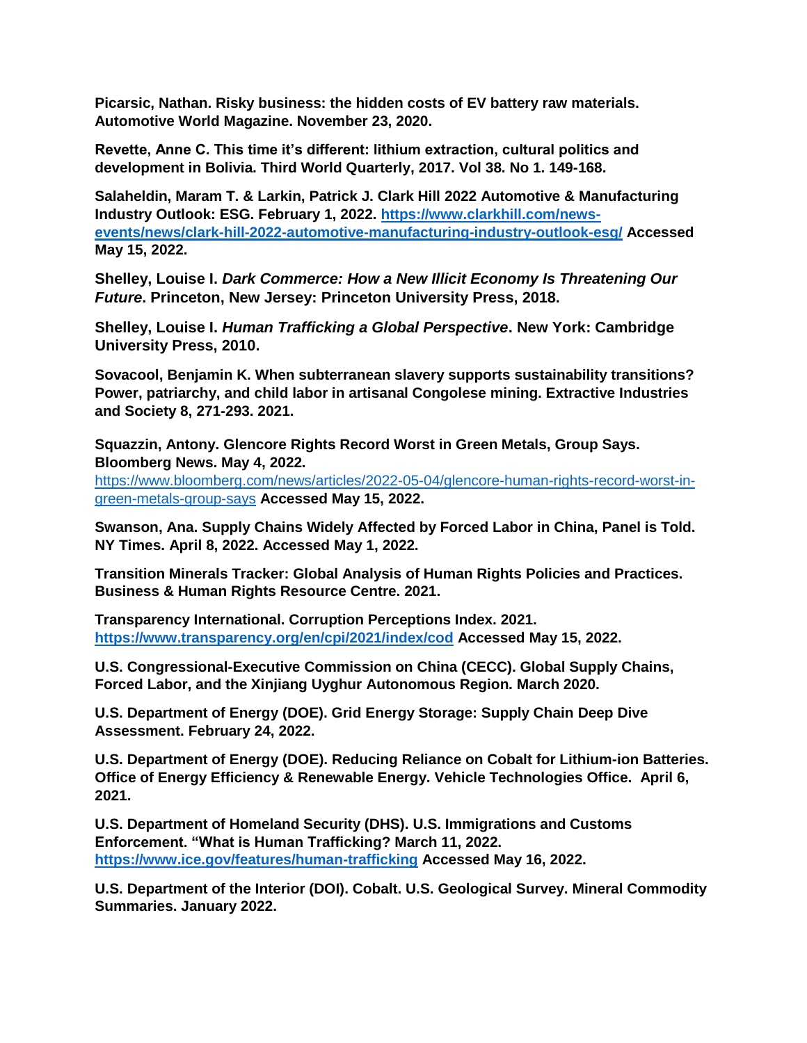**Picarsic, Nathan. Risky business: the hidden costs of EV battery raw materials. Automotive World Magazine. November 23, 2020.**

**Revette, Anne C. This time it's different: lithium extraction, cultural politics and development in Bolivia. Third World Quarterly, 2017. Vol 38. No 1. 149-168.**

**Salaheldin, Maram T. & Larkin, Patrick J. Clark Hill 2022 Automotive & Manufacturing Industry Outlook: ESG. February 1, 2022. [https://www.clarkhill.com/news-events/news/clark-hill-2022-automotive-manufacturing-industry-outlook-esg/](https://www.clarkhill.com/news-events/news/clark-hill-2022-automotive-manufacturing-industry-outlook-esg/) Accessed May 15, 2022.**

**Shelley, Louise I. *Dark Commerce: How a New Illicit Economy Is Threatening Our Future*. Princeton, New Jersey: Princeton University Press, 2018.**

**Shelley, Louise I. *Human Trafficking a Global Perspective*. New York: Cambridge University Press, 2010.**

**Sovacool, Benjamin K. When subterranean slavery supports sustainability transitions? Power, patriarchy, and child labor in artisanal Congolese mining. Extractive Industries and Society 8, 271-293. 2021.**

**Squazzin, Antony. Glencore Rights Record Worst in Green Metals, Group Says. Bloomberg News. May 4, 2022.** [https://www.bloomberg.com/news/articles/2022-05-04/glencore-human-rights-record-worst-in-green-metals-group-says](https://www.bloomberg.com/news/articles/2022-05-04/glencore-human-rights-record-worst-in-green-metals-group-says) **Accessed May 15, 2022.**

**Swanson, Ana. Supply Chains Widely Affected by Forced Labor in China, Panel is Told. NY Times. April 8, 2022. Accessed May 1, 2022.**

**Transition Minerals Tracker: Global Analysis of Human Rights Policies and Practices. Business & Human Rights Resource Centre. 2021.**

**Transparency International. Corruption Perceptions Index. 2021. [https://www.transparency.org/en/cpi/2021/index/cod](https://www.transparency.org/en/cpi/2021/index/cod) Accessed May 15, 2022.**

**U.S. Congressional-Executive Commission on China (CECC). Global Supply Chains, Forced Labor, and the Xinjiang Uyghur Autonomous Region. March 2020.**

**U.S. Department of Energy (DOE). Grid Energy Storage: Supply Chain Deep Dive Assessment. February 24, 2022.**

**U.S. Department of Energy (DOE). Reducing Reliance on Cobalt for Lithium-ion Batteries. Office of Energy Efficiency & Renewable Energy. Vehicle Technologies Office. April 6, 2021.**

**U.S. Department of Homeland Security (DHS). U.S. Immigrations and Customs Enforcement. "What is Human Trafficking? March 11, 2022. [https://www.ice.gov/features/human-trafficking](https://www.ice.gov/features/human-trafficking) Accessed May 16, 2022.**

**U.S. Department of the Interior (DOI). Cobalt. U.S. Geological Survey. Mineral Commodity Summaries. January 2022.**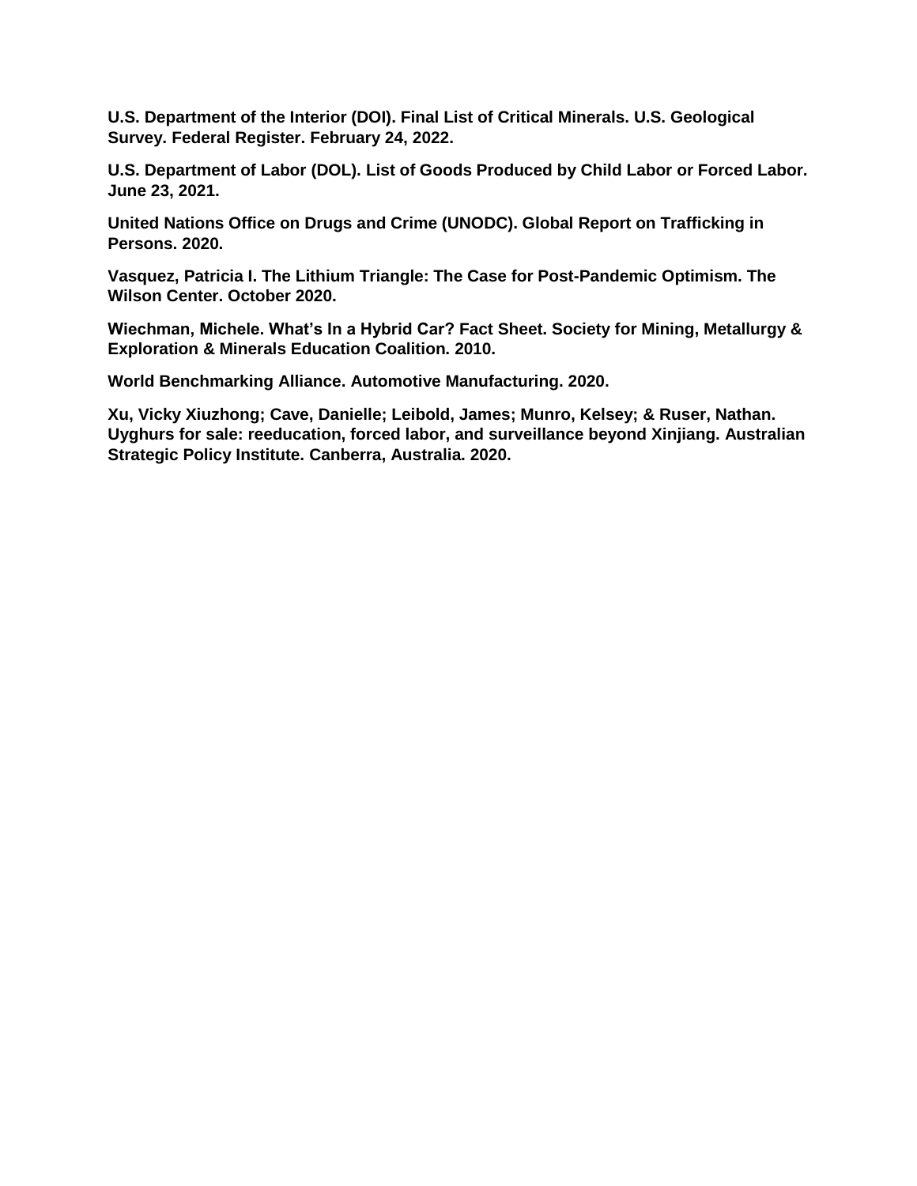**U.S. Department of the Interior (DOI). Final List of Critical Minerals. U.S. Geological Survey. Federal Register. February 24, 2022.**

**U.S. Department of Labor (DOL). List of Goods Produced by Child Labor or Forced Labor. June 23, 2021.**

**United Nations Office on Drugs and Crime (UNODC). Global Report on Trafficking in Persons. 2020.**

**Vasquez, Patricia I. The Lithium Triangle: The Case for Post-Pandemic Optimism. The Wilson Center. October 2020.**

**Wiechman, Michele. What's In a Hybrid Car? Fact Sheet. Society for Mining, Metallurgy & Exploration & Minerals Education Coalition. 2010.**

**World Benchmarking Alliance. Automotive Manufacturing. 2020.**

**Xu, Vicky Xiuzhong; Cave, Danielle; Leibold, James; Munro, Kelsey; & Ruser, Nathan. Uyghurs for sale: reeducation, forced labor, and surveillance beyond Xinjiang. Australian Strategic Policy Institute. Canberra, Australia. 2020.**